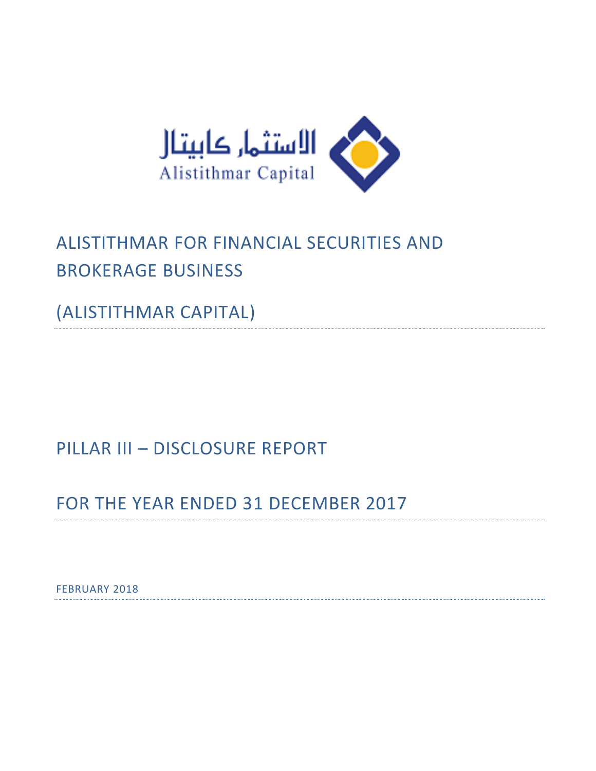الاستثمار كابيتال
Alistithmar Capital

# ALISTITHMAR FOR FINANCIAL SECURITIES AND BROKERAGE BUSINESS

# (ALISTITHMAR CAPITAL)

# PILLAR III – DISCLOSURE REPORT

# FOR THE YEAR ENDED 31 DECEMBER 2017

FEBRUARY 2018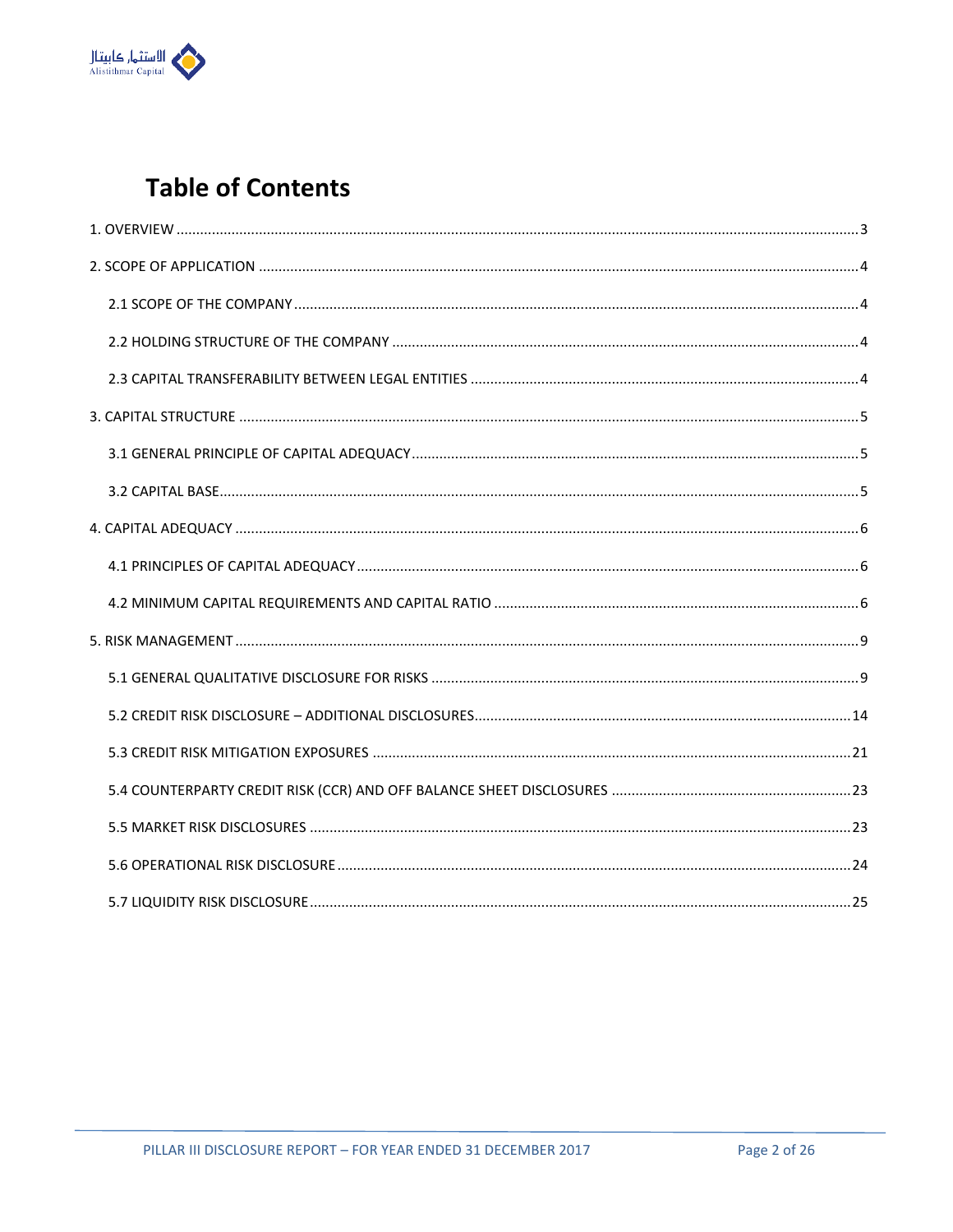# Table of Contents

1. OVERVIEW ..... 3
2. SCOPE OF APPLICATION ..... 4
   - 2.1 SCOPE OF THE COMPANY ..... 4
   - 2.2 HOLDING STRUCTURE OF THE COMPANY ..... 4
   - 2.3 CAPITAL TRANSFERABILITY BETWEEN LEGAL ENTITIES ..... 4
3. CAPITAL STRUCTURE ..... 5
   - 3.1 GENERAL PRINCIPLE OF CAPITAL ADEQUACY ..... 5
   - 3.2 CAPITAL BASE ..... 5
4. CAPITAL ADEQUACY ..... 6
   - 4.1 PRINCIPLES OF CAPITAL ADEQUACY ..... 6
   - 4.2 MINIMUM CAPITAL REQUIREMENTS AND CAPITAL RATIO ..... 6
5. RISK MANAGEMENT ..... 9
   - 5.1 GENERAL QUALITATIVE DISCLOSURE FOR RISKS ..... 9
   - 5.2 CREDIT RISK DISCLOSURE – ADDITIONAL DISCLOSURES ..... 14
   - 5.3 CREDIT RISK MITIGATION EXPOSURES ..... 21
   - 5.4 COUNTERPARTY CREDIT RISK (CCR) AND OFF BALANCE SHEET DISCLOSURES ..... 23
   - 5.5 MARKET RISK DISCLOSURES ..... 23
   - 5.6 OPERATIONAL RISK DISCLOSURE ..... 24
   - 5.7 LIQUIDITY RISK DISCLOSURE ..... 25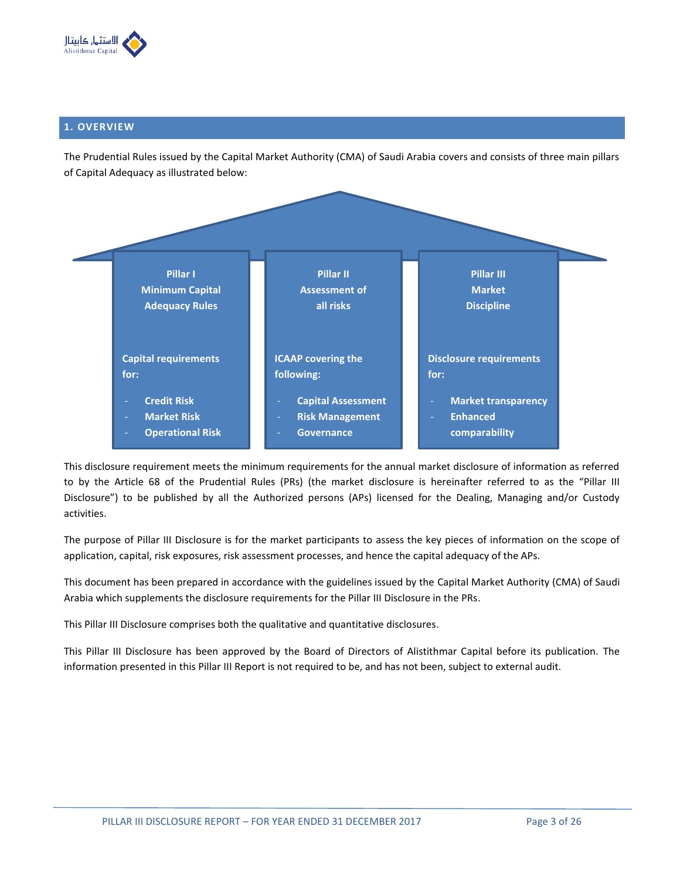## 1. OVERVIEW

The Prudential Rules issued by the Capital Market Authority (CMA) of Saudi Arabia covers and consists of three main pillars of Capital Adequacy as illustrated below:

| Pillar I<br>Minimum Capital Adequacy Rules | Pillar II<br>Assessment of all risks | Pillar III<br>Market Discipline |
|---|---|---|
| **Capital requirements for:**<br>- Credit Risk<br>- Market Risk<br>- Operational Risk | **ICAAP covering the following:**<br>- Capital Assessment<br>- Risk Management<br>- Governance | **Disclosure requirements for:**<br>- Market transparency<br>- Enhanced comparability |

This disclosure requirement meets the minimum requirements for the annual market disclosure of information as referred to by the Article 68 of the Prudential Rules (PRs) (the market disclosure is hereinafter referred to as the "Pillar III Disclosure") to be published by all the Authorized persons (APs) licensed for the Dealing, Managing and/or Custody activities.

The purpose of Pillar III Disclosure is for the market participants to assess the key pieces of information on the scope of application, capital, risk exposures, risk assessment processes, and hence the capital adequacy of the APs.

This document has been prepared in accordance with the guidelines issued by the Capital Market Authority (CMA) of Saudi Arabia which supplements the disclosure requirements for the Pillar III Disclosure in the PRs.

This Pillar III Disclosure comprises both the qualitative and quantitative disclosures.

This Pillar III Disclosure has been approved by the Board of Directors of Alistithmar Capital before its publication. The information presented in this Pillar III Report is not required to be, and has not been, subject to external audit.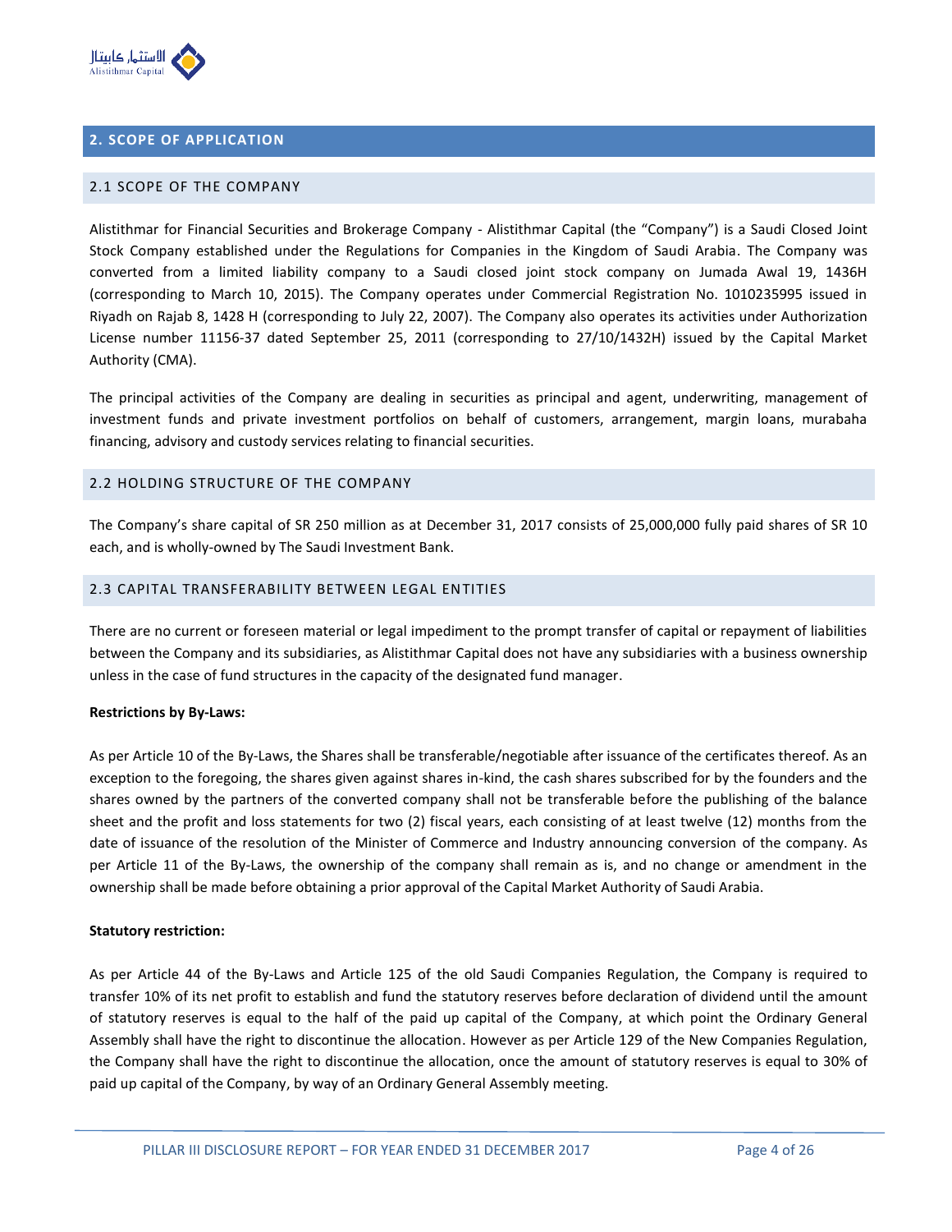## 2. SCOPE OF APPLICATION

### 2.1 SCOPE OF THE COMPANY

Alistithmar for Financial Securities and Brokerage Company - Alistithmar Capital (the "Company") is a Saudi Closed Joint Stock Company established under the Regulations for Companies in the Kingdom of Saudi Arabia. The Company was converted from a limited liability company to a Saudi closed joint stock company on Jumada Awal 19, 1436H (corresponding to March 10, 2015). The Company operates under Commercial Registration No. 1010235995 issued in Riyadh on Rajab 8, 1428 H (corresponding to July 22, 2007). The Company also operates its activities under Authorization License number 11156-37 dated September 25, 2011 (corresponding to 27/10/1432H) issued by the Capital Market Authority (CMA).

The principal activities of the Company are dealing in securities as principal and agent, underwriting, management of investment funds and private investment portfolios on behalf of customers, arrangement, margin loans, murabaha financing, advisory and custody services relating to financial securities.

### 2.2 HOLDING STRUCTURE OF THE COMPANY

The Company's share capital of SR 250 million as at December 31, 2017 consists of 25,000,000 fully paid shares of SR 10 each, and is wholly-owned by The Saudi Investment Bank.

### 2.3 CAPITAL TRANSFERABILITY BETWEEN LEGAL ENTITIES

There are no current or foreseen material or legal impediment to the prompt transfer of capital or repayment of liabilities between the Company and its subsidiaries, as Alistithmar Capital does not have any subsidiaries with a business ownership unless in the case of fund structures in the capacity of the designated fund manager.

**Restrictions by By-Laws:**

As per Article 10 of the By-Laws, the Shares shall be transferable/negotiable after issuance of the certificates thereof. As an exception to the foregoing, the shares given against shares in-kind, the cash shares subscribed for by the founders and the shares owned by the partners of the converted company shall not be transferable before the publishing of the balance sheet and the profit and loss statements for two (2) fiscal years, each consisting of at least twelve (12) months from the date of issuance of the resolution of the Minister of Commerce and Industry announcing conversion of the company. As per Article 11 of the By-Laws, the ownership of the company shall remain as is, and no change or amendment in the ownership shall be made before obtaining a prior approval of the Capital Market Authority of Saudi Arabia.

**Statutory restriction:**

As per Article 44 of the By-Laws and Article 125 of the old Saudi Companies Regulation, the Company is required to transfer 10% of its net profit to establish and fund the statutory reserves before declaration of dividend until the amount of statutory reserves is equal to the half of the paid up capital of the Company, at which point the Ordinary General Assembly shall have the right to discontinue the allocation. However as per Article 129 of the New Companies Regulation, the Company shall have the right to discontinue the allocation, once the amount of statutory reserves is equal to 30% of paid up capital of the Company, by way of an Ordinary General Assembly meeting.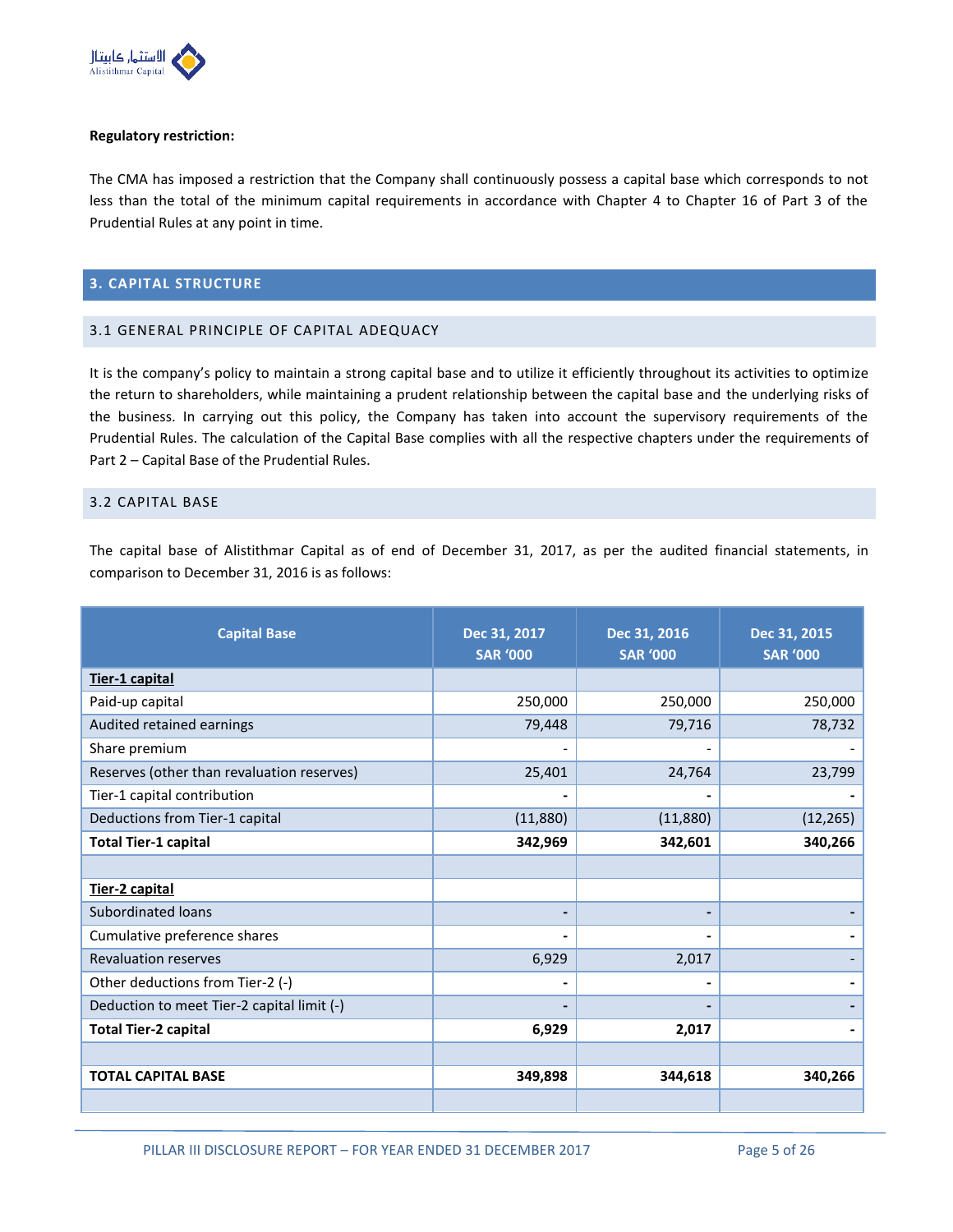**Regulatory restriction:**

The CMA has imposed a restriction that the Company shall continuously possess a capital base which corresponds to not less than the total of the minimum capital requirements in accordance with Chapter 4 to Chapter 16 of Part 3 of the Prudential Rules at any point in time.

## 3. CAPITAL STRUCTURE

### 3.1 GENERAL PRINCIPLE OF CAPITAL ADEQUACY

It is the company's policy to maintain a strong capital base and to utilize it efficiently throughout its activities to optimize the return to shareholders, while maintaining a prudent relationship between the capital base and the underlying risks of the business. In carrying out this policy, the Company has taken into account the supervisory requirements of the Prudential Rules. The calculation of the Capital Base complies with all the respective chapters under the requirements of Part 2 – Capital Base of the Prudential Rules.

### 3.2 CAPITAL BASE

The capital base of Alistithmar Capital as of end of December 31, 2017, as per the audited financial statements, in comparison to December 31, 2016 is as follows:

| Capital Base | Dec 31, 2017 SAR '000 | Dec 31, 2016 SAR '000 | Dec 31, 2015 SAR '000 |
|---|---|---|---|
| **Tier-1 capital** | | | |
| Paid-up capital | 250,000 | 250,000 | 250,000 |
| Audited retained earnings | 79,448 | 79,716 | 78,732 |
| Share premium | - | - | - |
| Reserves (other than revaluation reserves) | 25,401 | 24,764 | 23,799 |
| Tier-1 capital contribution | - | - | - |
| Deductions from Tier-1 capital | (11,880) | (11,880) | (12,265) |
| **Total Tier-1 capital** | **342,969** | **342,601** | **340,266** |
| | | | |
| **Tier-2 capital** | | | |
| Subordinated loans | - | - | - |
| Cumulative preference shares | - | - | - |
| Revaluation reserves | 6,929 | 2,017 | - |
| Other deductions from Tier-2 (-) | - | - | - |
| Deduction to meet Tier-2 capital limit (-) | - | - | - |
| **Total Tier-2 capital** | **6,929** | **2,017** | **-** |
| | | | |
| **TOTAL CAPITAL BASE** | **349,898** | **344,618** | **340,266** |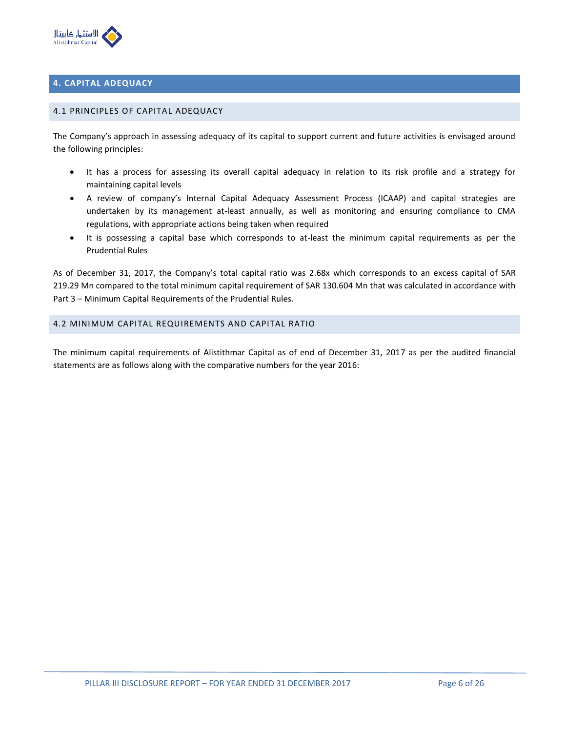## 4. CAPITAL ADEQUACY

### 4.1 PRINCIPLES OF CAPITAL ADEQUACY

The Company's approach in assessing adequacy of its capital to support current and future activities is envisaged around the following principles:

- It has a process for assessing its overall capital adequacy in relation to its risk profile and a strategy for maintaining capital levels
- A review of company's Internal Capital Adequacy Assessment Process (ICAAP) and capital strategies are undertaken by its management at-least annually, as well as monitoring and ensuring compliance to CMA regulations, with appropriate actions being taken when required
- It is possessing a capital base which corresponds to at-least the minimum capital requirements as per the Prudential Rules

As of December 31, 2017, the Company's total capital ratio was 2.68x which corresponds to an excess capital of SAR 219.29 Mn compared to the total minimum capital requirement of SAR 130.604 Mn that was calculated in accordance with Part 3 – Minimum Capital Requirements of the Prudential Rules.

### 4.2 MINIMUM CAPITAL REQUIREMENTS AND CAPITAL RATIO

The minimum capital requirements of Alistithmar Capital as of end of December 31, 2017 as per the audited financial statements are as follows along with the comparative numbers for the year 2016: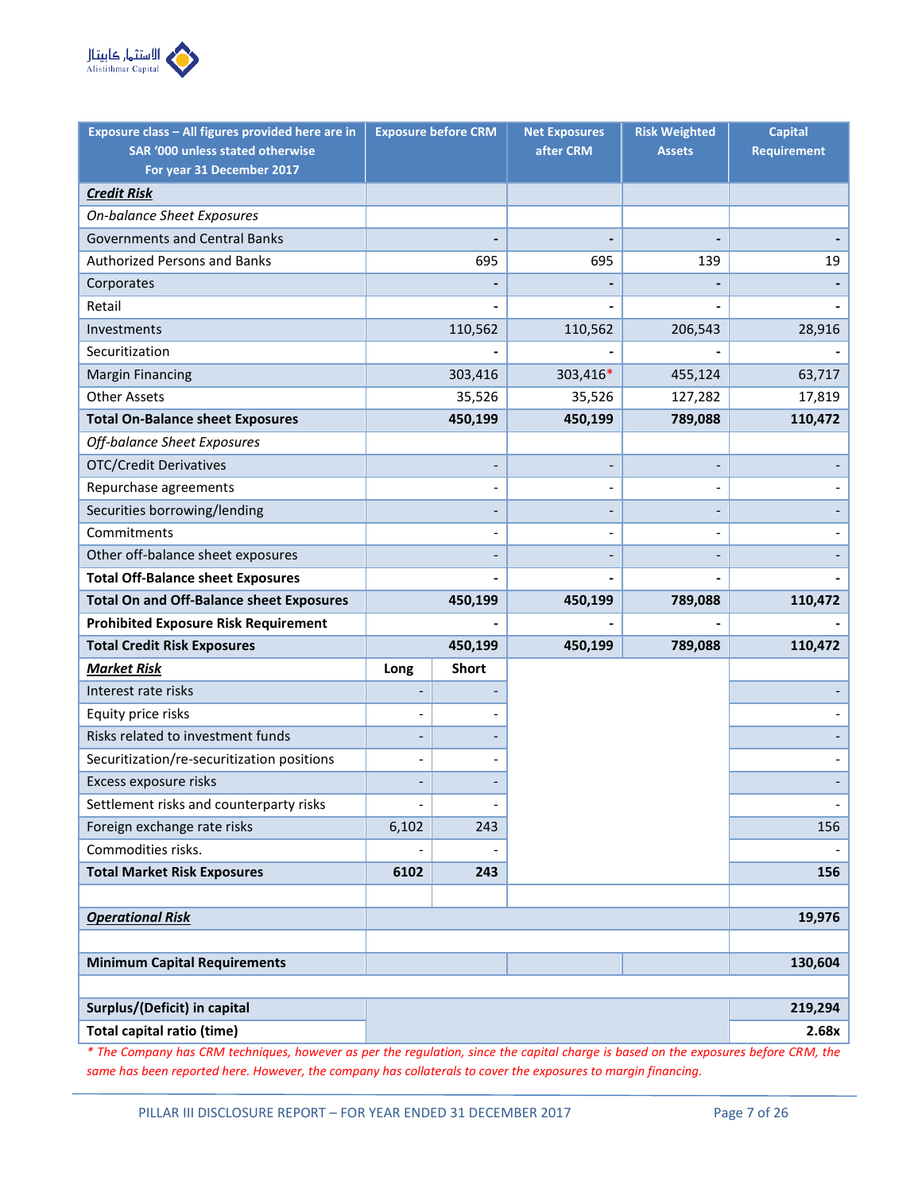| Exposure class – All figures provided here are in SAR '000 unless stated otherwise For year 31 December 2017 | Exposure before CRM | | Net Exposures after CRM | Risk Weighted Assets | Capital Requirement |
|---|---|---|---|---|---|
| ***Credit Risk*** | | | | | |
| *On-balance Sheet Exposures* | | | | | |
| Governments and Central Banks | - | | - | - | - |
| Authorized Persons and Banks | 695 | | 695 | 139 | 19 |
| Corporates | - | | - | - | - |
| Retail | - | | - | - | - |
| Investments | 110,562 | | 110,562 | 206,543 | 28,916 |
| Securitization | - | | - | - | - |
| Margin Financing | 303,416 | | 303,416* | 455,124 | 63,717 |
| Other Assets | 35,526 | | 35,526 | 127,282 | 17,819 |
| **Total On-Balance sheet Exposures** | **450,199** | | **450,199** | **789,088** | **110,472** |
| *Off-balance Sheet Exposures* | | | | | |
| OTC/Credit Derivatives | - | | - | - | - |
| Repurchase agreements | - | | - | - | - |
| Securities borrowing/lending | - | | - | - | - |
| Commitments | - | | - | - | - |
| Other off-balance sheet exposures | - | | - | - | - |
| **Total Off-Balance sheet Exposures** | **-** | | **-** | **-** | **-** |
| **Total On and Off-Balance sheet Exposures** | **450,199** | | **450,199** | **789,088** | **110,472** |
| **Prohibited Exposure Risk Requirement** | **-** | | **-** | **-** | **-** |
| **Total Credit Risk Exposures** | **450,199** | | **450,199** | **789,088** | **110,472** |
| ***Market Risk*** | **Long** | **Short** | | | |
| Interest rate risks | - | - | | | - |
| Equity price risks | - | - | | | - |
| Risks related to investment funds | - | - | | | - |
| Securitization/re-securitization positions | - | - | | | - |
| Excess exposure risks | - | - | | | - |
| Settlement risks and counterparty risks | - | - | | | - |
| Foreign exchange rate risks | 6,102 | 243 | | | 156 |
| Commodities risks. | - | - | | | - |
| **Total Market Risk Exposures** | **6102** | **243** | | | **156** |
| | | | | | |
| ***Operational Risk*** | | | | | **19,976** |
| | | | | | |
| **Minimum Capital Requirements** | | | | | **130,604** |
| | | | | | |
| **Surplus/(Deficit) in capital** | | | | | **219,294** |
| **Total capital ratio (time)** | | | | | **2.68x** |

*\* The Company has CRM techniques, however as per the regulation, since the capital charge is based on the exposures before CRM, the same has been reported here. However, the company has collaterals to cover the exposures to margin financing.*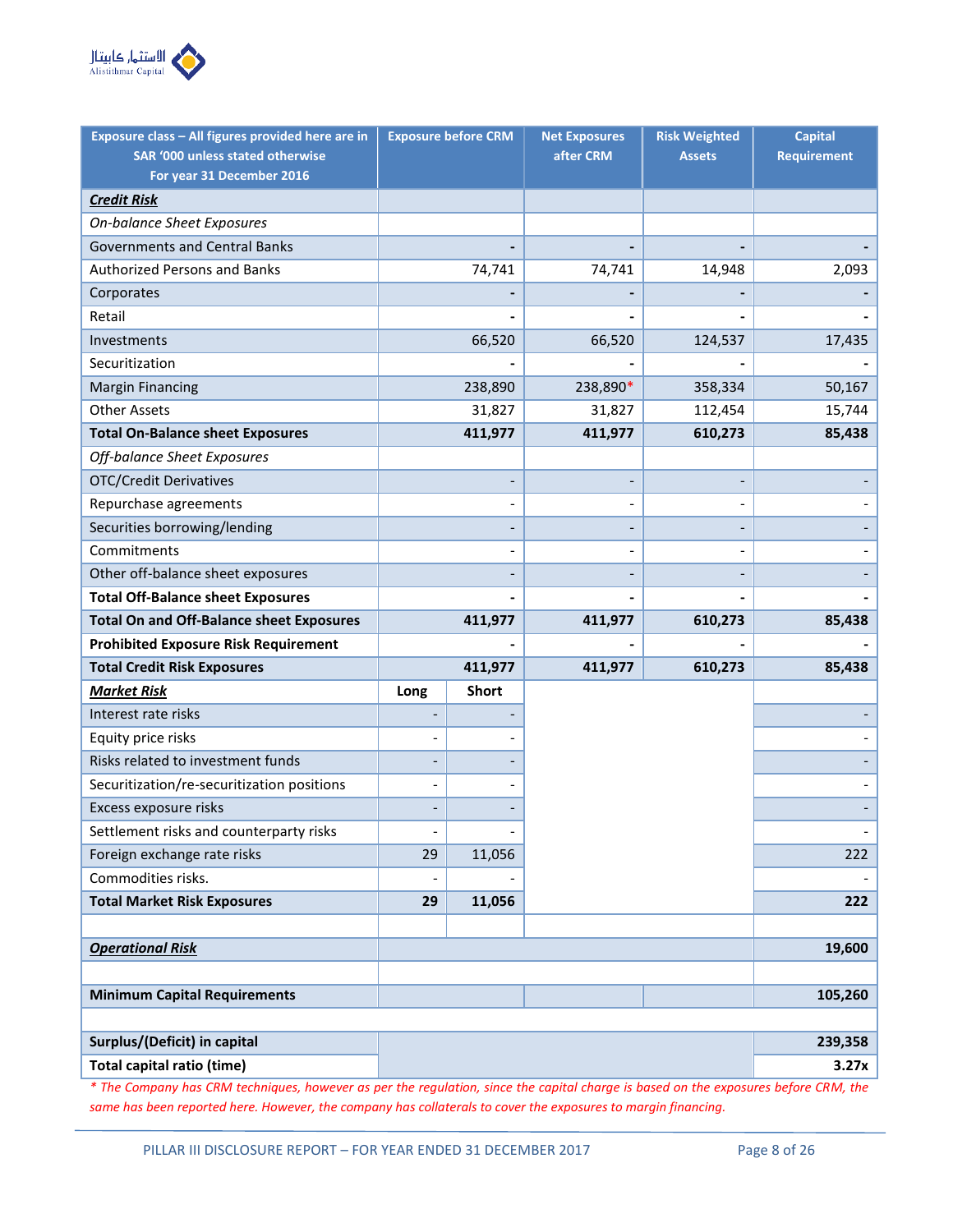| Exposure class – All figures provided here are in SAR '000 unless stated otherwise For year 31 December 2016 | Exposure before CRM | | Net Exposures after CRM | Risk Weighted Assets | Capital Requirement |
|---|---|---|---|---|---|
| ***Credit Risk*** | | | | | |
| *On-balance Sheet Exposures* | | | | | |
| Governments and Central Banks | - | | - | - | - |
| Authorized Persons and Banks | 74,741 | | 74,741 | 14,948 | 2,093 |
| Corporates | - | | - | - | - |
| Retail | - | | - | - | - |
| Investments | 66,520 | | 66,520 | 124,537 | 17,435 |
| Securitization | - | | - | - | - |
| Margin Financing | 238,890 | | 238,890* | 358,334 | 50,167 |
| Other Assets | 31,827 | | 31,827 | 112,454 | 15,744 |
| **Total On-Balance sheet Exposures** | **411,977** | | **411,977** | **610,273** | **85,438** |
| *Off-balance Sheet Exposures* | | | | | |
| OTC/Credit Derivatives | - | | - | - | - |
| Repurchase agreements | - | | - | - | - |
| Securities borrowing/lending | - | | - | - | - |
| Commitments | - | | - | - | - |
| Other off-balance sheet exposures | - | | - | - | - |
| **Total Off-Balance sheet Exposures** | **-** | | **-** | **-** | **-** |
| **Total On and Off-Balance sheet Exposures** | **411,977** | | **411,977** | **610,273** | **85,438** |
| **Prohibited Exposure Risk Requirement** | **-** | | **-** | **-** | **-** |
| **Total Credit Risk Exposures** | **411,977** | | **411,977** | **610,273** | **85,438** |
| ***Market Risk*** | **Long** | **Short** | | | |
| Interest rate risks | - | - | | | - |
| Equity price risks | - | - | | | - |
| Risks related to investment funds | - | - | | | - |
| Securitization/re-securitization positions | - | - | | | - |
| Excess exposure risks | - | - | | | - |
| Settlement risks and counterparty risks | - | - | | | - |
| Foreign exchange rate risks | 29 | 11,056 | | | 222 |
| Commodities risks. | - | - | | | - |
| **Total Market Risk Exposures** | **29** | **11,056** | | | **222** |
| | | | | | |
| ***Operational Risk*** | | | | | **19,600** |
| | | | | | |
| **Minimum Capital Requirements** | | | | | **105,260** |
| | | | | | |
| **Surplus/(Deficit) in capital** | | | | | **239,358** |
| **Total capital ratio (time)** | | | | | **3.27x** |

*\* The Company has CRM techniques, however as per the regulation, since the capital charge is based on the exposures before CRM, the same has been reported here. However, the company has collaterals to cover the exposures to margin financing.*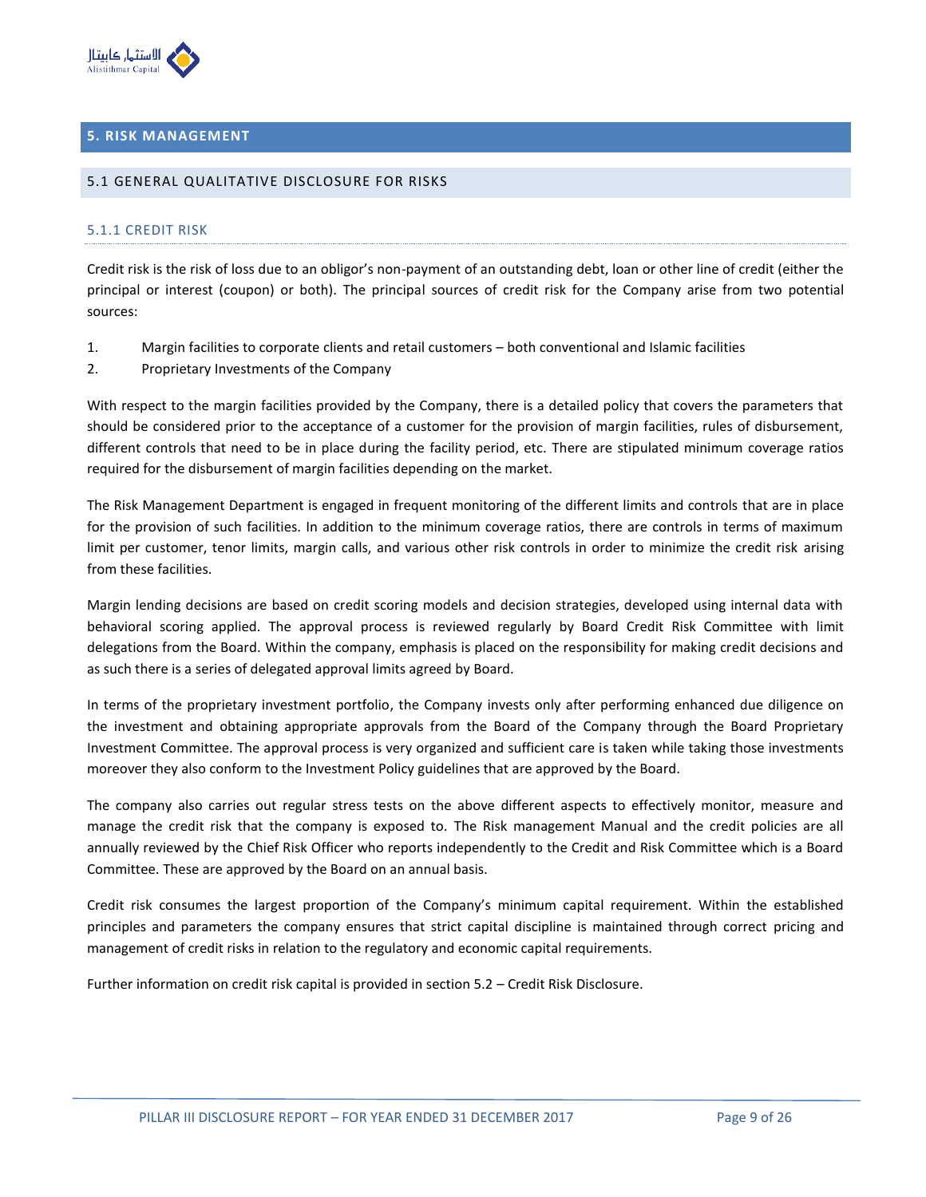# 5. RISK MANAGEMENT

## 5.1 GENERAL QUALITATIVE DISCLOSURE FOR RISKS

### 5.1.1 CREDIT RISK

Credit risk is the risk of loss due to an obligor's non-payment of an outstanding debt, loan or other line of credit (either the principal or interest (coupon) or both). The principal sources of credit risk for the Company arise from two potential sources:

1. Margin facilities to corporate clients and retail customers – both conventional and Islamic facilities
2. Proprietary Investments of the Company

With respect to the margin facilities provided by the Company, there is a detailed policy that covers the parameters that should be considered prior to the acceptance of a customer for the provision of margin facilities, rules of disbursement, different controls that need to be in place during the facility period, etc. There are stipulated minimum coverage ratios required for the disbursement of margin facilities depending on the market.

The Risk Management Department is engaged in frequent monitoring of the different limits and controls that are in place for the provision of such facilities. In addition to the minimum coverage ratios, there are controls in terms of maximum limit per customer, tenor limits, margin calls, and various other risk controls in order to minimize the credit risk arising from these facilities.

Margin lending decisions are based on credit scoring models and decision strategies, developed using internal data with behavioral scoring applied. The approval process is reviewed regularly by Board Credit Risk Committee with limit delegations from the Board. Within the company, emphasis is placed on the responsibility for making credit decisions and as such there is a series of delegated approval limits agreed by Board.

In terms of the proprietary investment portfolio, the Company invests only after performing enhanced due diligence on the investment and obtaining appropriate approvals from the Board of the Company through the Board Proprietary Investment Committee. The approval process is very organized and sufficient care is taken while taking those investments moreover they also conform to the Investment Policy guidelines that are approved by the Board.

The company also carries out regular stress tests on the above different aspects to effectively monitor, measure and manage the credit risk that the company is exposed to. The Risk management Manual and the credit policies are all annually reviewed by the Chief Risk Officer who reports independently to the Credit and Risk Committee which is a Board Committee. These are approved by the Board on an annual basis.

Credit risk consumes the largest proportion of the Company's minimum capital requirement. Within the established principles and parameters the company ensures that strict capital discipline is maintained through correct pricing and management of credit risks in relation to the regulatory and economic capital requirements.

Further information on credit risk capital is provided in section 5.2 – Credit Risk Disclosure.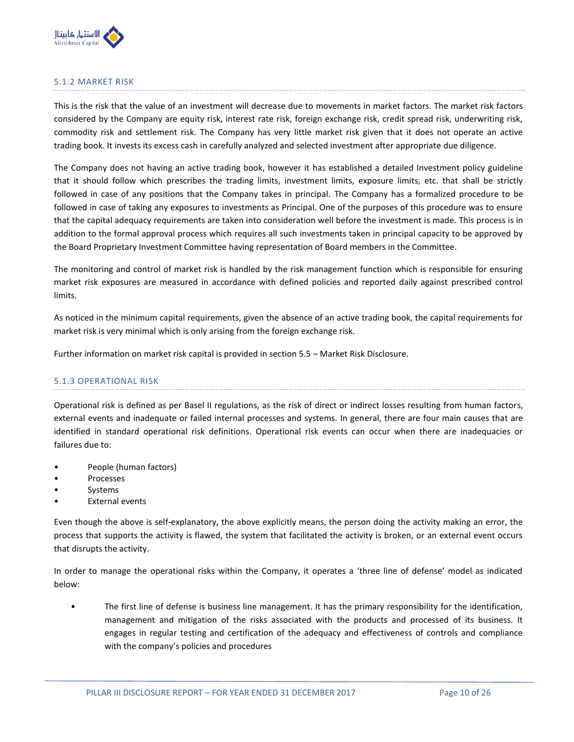### 5.1.2 MARKET RISK

This is the risk that the value of an investment will decrease due to movements in market factors. The market risk factors considered by the Company are equity risk, interest rate risk, foreign exchange risk, credit spread risk, underwriting risk, commodity risk and settlement risk. The Company has very little market risk given that it does not operate an active trading book. It invests its excess cash in carefully analyzed and selected investment after appropriate due diligence.

The Company does not having an active trading book, however it has established a detailed Investment policy guideline that it should follow which prescribes the trading limits, investment limits, exposure limits, etc. that shall be strictly followed in case of any positions that the Company takes in principal. The Company has a formalized procedure to be followed in case of taking any exposures to investments as Principal. One of the purposes of this procedure was to ensure that the capital adequacy requirements are taken into consideration well before the investment is made. This process is in addition to the formal approval process which requires all such investments taken in principal capacity to be approved by the Board Proprietary Investment Committee having representation of Board members in the Committee.

The monitoring and control of market risk is handled by the risk management function which is responsible for ensuring market risk exposures are measured in accordance with defined policies and reported daily against prescribed control limits.

As noticed in the minimum capital requirements, given the absence of an active trading book, the capital requirements for market risk is very minimal which is only arising from the foreign exchange risk.

Further information on market risk capital is provided in section 5.5 – Market Risk Disclosure.

### 5.1.3 OPERATIONAL RISK

Operational risk is defined as per Basel II regulations, as the risk of direct or indirect losses resulting from human factors, external events and inadequate or failed internal processes and systems. In general, there are four main causes that are identified in standard operational risk definitions. Operational risk events can occur when there are inadequacies or failures due to:

- People (human factors)
- Processes
- Systems
- External events

Even though the above is self-explanatory, the above explicitly means, the person doing the activity making an error, the process that supports the activity is flawed, the system that facilitated the activity is broken, or an external event occurs that disrupts the activity.

In order to manage the operational risks within the Company, it operates a 'three line of defense' model as indicated below:

- The first line of defense is business line management. It has the primary responsibility for the identification, management and mitigation of the risks associated with the products and processed of its business. It engages in regular testing and certification of the adequacy and effectiveness of controls and compliance with the company's policies and procedures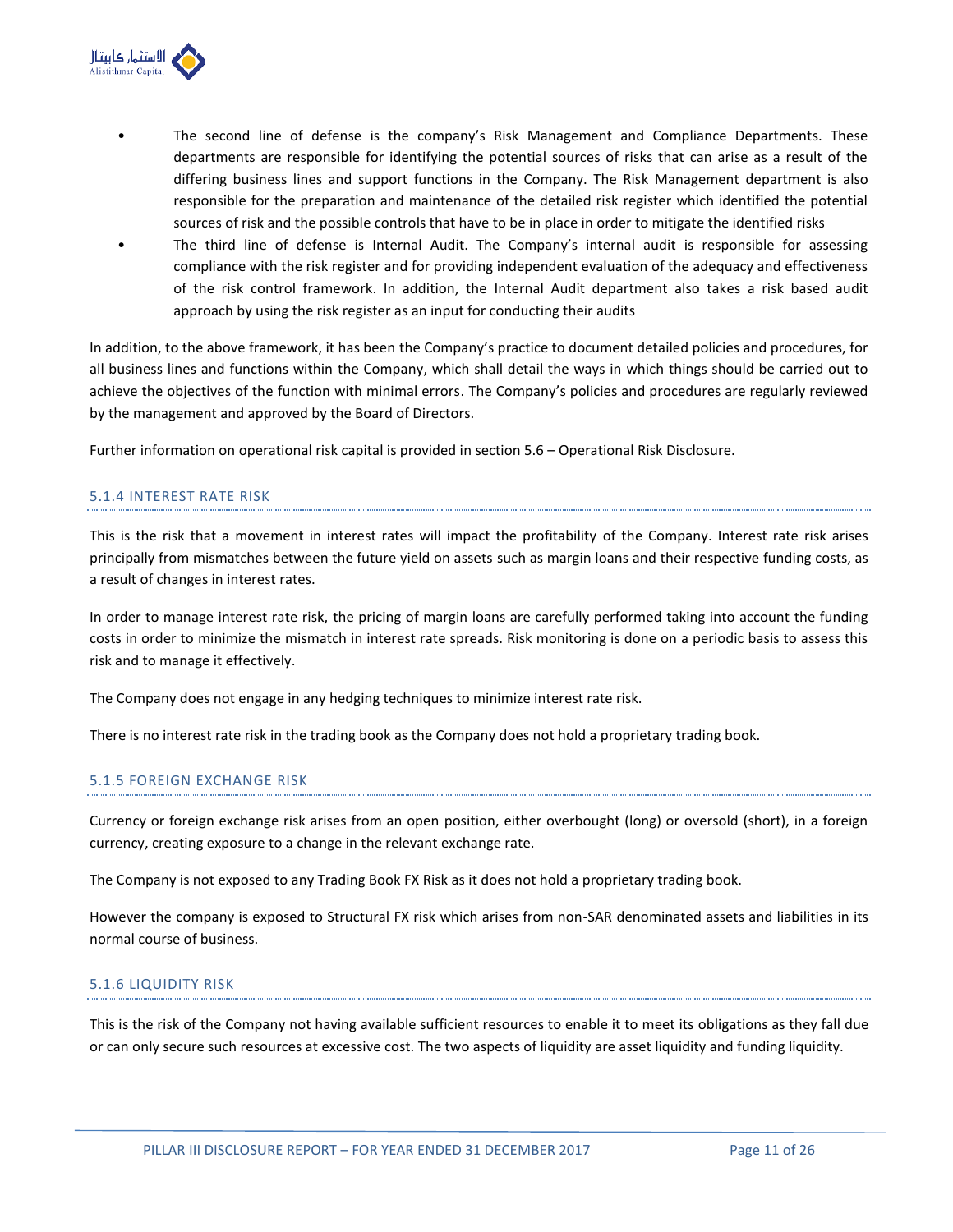- The second line of defense is the company's Risk Management and Compliance Departments. These departments are responsible for identifying the potential sources of risks that can arise as a result of the differing business lines and support functions in the Company. The Risk Management department is also responsible for the preparation and maintenance of the detailed risk register which identified the potential sources of risk and the possible controls that have to be in place in order to mitigate the identified risks
- The third line of defense is Internal Audit. The Company's internal audit is responsible for assessing compliance with the risk register and for providing independent evaluation of the adequacy and effectiveness of the risk control framework. In addition, the Internal Audit department also takes a risk based audit approach by using the risk register as an input for conducting their audits

In addition, to the above framework, it has been the Company's practice to document detailed policies and procedures, for all business lines and functions within the Company, which shall detail the ways in which things should be carried out to achieve the objectives of the function with minimal errors. The Company's policies and procedures are regularly reviewed by the management and approved by the Board of Directors.

Further information on operational risk capital is provided in section 5.6 – Operational Risk Disclosure.

### 5.1.4 INTEREST RATE RISK

This is the risk that a movement in interest rates will impact the profitability of the Company. Interest rate risk arises principally from mismatches between the future yield on assets such as margin loans and their respective funding costs, as a result of changes in interest rates.

In order to manage interest rate risk, the pricing of margin loans are carefully performed taking into account the funding costs in order to minimize the mismatch in interest rate spreads. Risk monitoring is done on a periodic basis to assess this risk and to manage it effectively.

The Company does not engage in any hedging techniques to minimize interest rate risk.

There is no interest rate risk in the trading book as the Company does not hold a proprietary trading book.

### 5.1.5 FOREIGN EXCHANGE RISK

Currency or foreign exchange risk arises from an open position, either overbought (long) or oversold (short), in a foreign currency, creating exposure to a change in the relevant exchange rate.

The Company is not exposed to any Trading Book FX Risk as it does not hold a proprietary trading book.

However the company is exposed to Structural FX risk which arises from non-SAR denominated assets and liabilities in its normal course of business.

### 5.1.6 LIQUIDITY RISK

This is the risk of the Company not having available sufficient resources to enable it to meet its obligations as they fall due or can only secure such resources at excessive cost. The two aspects of liquidity are asset liquidity and funding liquidity.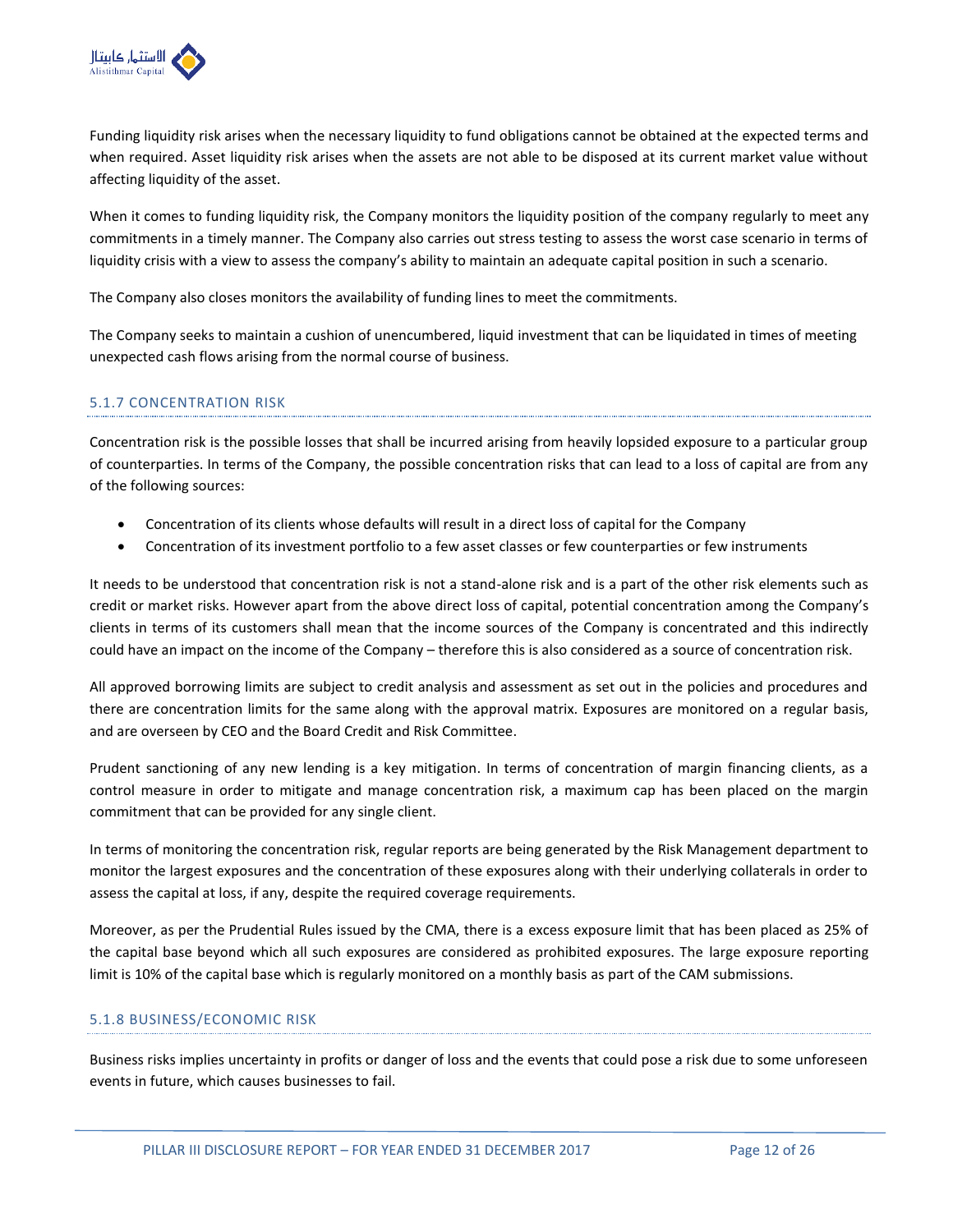Funding liquidity risk arises when the necessary liquidity to fund obligations cannot be obtained at the expected terms and when required. Asset liquidity risk arises when the assets are not able to be disposed at its current market value without affecting liquidity of the asset.

When it comes to funding liquidity risk, the Company monitors the liquidity position of the company regularly to meet any commitments in a timely manner. The Company also carries out stress testing to assess the worst case scenario in terms of liquidity crisis with a view to assess the company's ability to maintain an adequate capital position in such a scenario.

The Company also closes monitors the availability of funding lines to meet the commitments.

The Company seeks to maintain a cushion of unencumbered, liquid investment that can be liquidated in times of meeting unexpected cash flows arising from the normal course of business.

### 5.1.7 CONCENTRATION RISK

Concentration risk is the possible losses that shall be incurred arising from heavily lopsided exposure to a particular group of counterparties. In terms of the Company, the possible concentration risks that can lead to a loss of capital are from any of the following sources:

- Concentration of its clients whose defaults will result in a direct loss of capital for the Company
- Concentration of its investment portfolio to a few asset classes or few counterparties or few instruments

It needs to be understood that concentration risk is not a stand-alone risk and is a part of the other risk elements such as credit or market risks. However apart from the above direct loss of capital, potential concentration among the Company's clients in terms of its customers shall mean that the income sources of the Company is concentrated and this indirectly could have an impact on the income of the Company – therefore this is also considered as a source of concentration risk.

All approved borrowing limits are subject to credit analysis and assessment as set out in the policies and procedures and there are concentration limits for the same along with the approval matrix. Exposures are monitored on a regular basis, and are overseen by CEO and the Board Credit and Risk Committee.

Prudent sanctioning of any new lending is a key mitigation. In terms of concentration of margin financing clients, as a control measure in order to mitigate and manage concentration risk, a maximum cap has been placed on the margin commitment that can be provided for any single client.

In terms of monitoring the concentration risk, regular reports are being generated by the Risk Management department to monitor the largest exposures and the concentration of these exposures along with their underlying collaterals in order to assess the capital at loss, if any, despite the required coverage requirements.

Moreover, as per the Prudential Rules issued by the CMA, there is a excess exposure limit that has been placed as 25% of the capital base beyond which all such exposures are considered as prohibited exposures. The large exposure reporting limit is 10% of the capital base which is regularly monitored on a monthly basis as part of the CAM submissions.

### 5.1.8 BUSINESS/ECONOMIC RISK

Business risks implies uncertainty in profits or danger of loss and the events that could pose a risk due to some unforeseen events in future, which causes businesses to fail.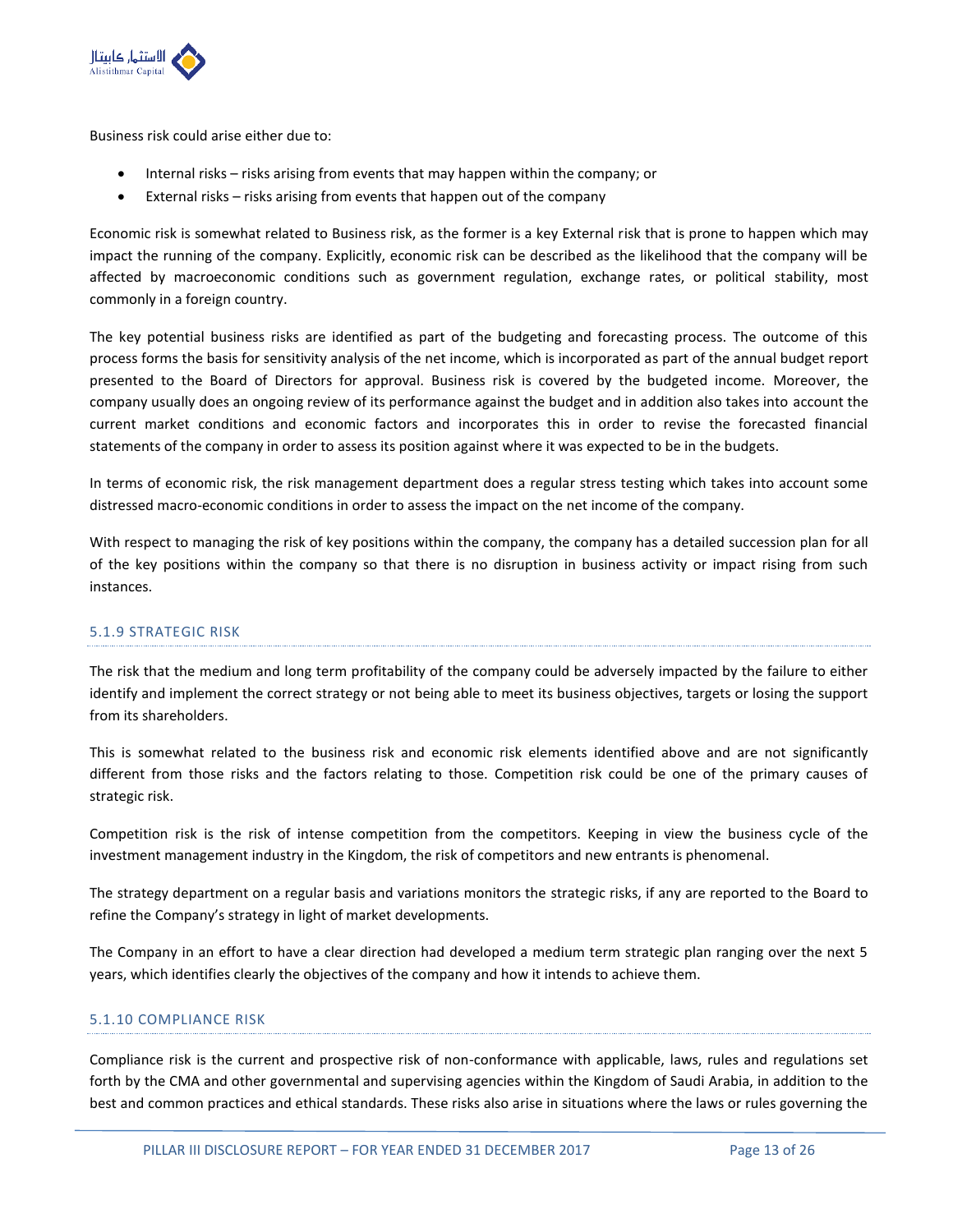Business risk could arise either due to:

- Internal risks – risks arising from events that may happen within the company; or
- External risks – risks arising from events that happen out of the company

Economic risk is somewhat related to Business risk, as the former is a key External risk that is prone to happen which may impact the running of the company. Explicitly, economic risk can be described as the likelihood that the company will be affected by macroeconomic conditions such as government regulation, exchange rates, or political stability, most commonly in a foreign country.

The key potential business risks are identified as part of the budgeting and forecasting process. The outcome of this process forms the basis for sensitivity analysis of the net income, which is incorporated as part of the annual budget report presented to the Board of Directors for approval. Business risk is covered by the budgeted income. Moreover, the company usually does an ongoing review of its performance against the budget and in addition also takes into account the current market conditions and economic factors and incorporates this in order to revise the forecasted financial statements of the company in order to assess its position against where it was expected to be in the budgets.

In terms of economic risk, the risk management department does a regular stress testing which takes into account some distressed macro-economic conditions in order to assess the impact on the net income of the company.

With respect to managing the risk of key positions within the company, the company has a detailed succession plan for all of the key positions within the company so that there is no disruption in business activity or impact rising from such instances.

### 5.1.9 STRATEGIC RISK

The risk that the medium and long term profitability of the company could be adversely impacted by the failure to either identify and implement the correct strategy or not being able to meet its business objectives, targets or losing the support from its shareholders.

This is somewhat related to the business risk and economic risk elements identified above and are not significantly different from those risks and the factors relating to those. Competition risk could be one of the primary causes of strategic risk.

Competition risk is the risk of intense competition from the competitors. Keeping in view the business cycle of the investment management industry in the Kingdom, the risk of competitors and new entrants is phenomenal.

The strategy department on a regular basis and variations monitors the strategic risks, if any are reported to the Board to refine the Company's strategy in light of market developments.

The Company in an effort to have a clear direction had developed a medium term strategic plan ranging over the next 5 years, which identifies clearly the objectives of the company and how it intends to achieve them.

### 5.1.10 COMPLIANCE RISK

Compliance risk is the current and prospective risk of non-conformance with applicable, laws, rules and regulations set forth by the CMA and other governmental and supervising agencies within the Kingdom of Saudi Arabia, in addition to the best and common practices and ethical standards. These risks also arise in situations where the laws or rules governing the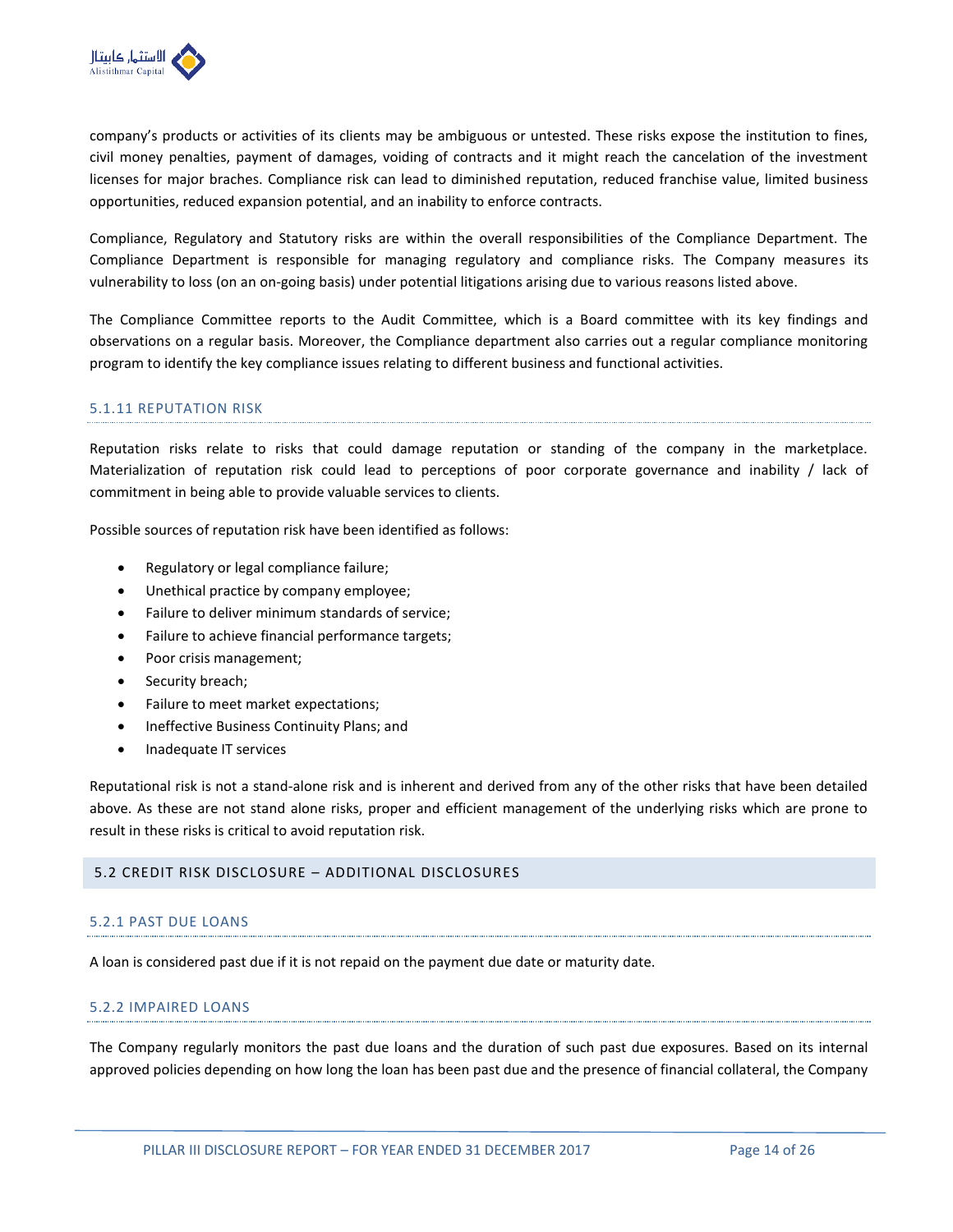company's products or activities of its clients may be ambiguous or untested. These risks expose the institution to fines, civil money penalties, payment of damages, voiding of contracts and it might reach the cancelation of the investment licenses for major braches. Compliance risk can lead to diminished reputation, reduced franchise value, limited business opportunities, reduced expansion potential, and an inability to enforce contracts.

Compliance, Regulatory and Statutory risks are within the overall responsibilities of the Compliance Department. The Compliance Department is responsible for managing regulatory and compliance risks. The Company measures its vulnerability to loss (on an on-going basis) under potential litigations arising due to various reasons listed above.

The Compliance Committee reports to the Audit Committee, which is a Board committee with its key findings and observations on a regular basis. Moreover, the Compliance department also carries out a regular compliance monitoring program to identify the key compliance issues relating to different business and functional activities.

### 5.1.11 REPUTATION RISK

Reputation risks relate to risks that could damage reputation or standing of the company in the marketplace. Materialization of reputation risk could lead to perceptions of poor corporate governance and inability / lack of commitment in being able to provide valuable services to clients.

Possible sources of reputation risk have been identified as follows:

- Regulatory or legal compliance failure;
- Unethical practice by company employee;
- Failure to deliver minimum standards of service;
- Failure to achieve financial performance targets;
- Poor crisis management;
- Security breach;
- Failure to meet market expectations;
- Ineffective Business Continuity Plans; and
- Inadequate IT services

Reputational risk is not a stand-alone risk and is inherent and derived from any of the other risks that have been detailed above. As these are not stand alone risks, proper and efficient management of the underlying risks which are prone to result in these risks is critical to avoid reputation risk.

## 5.2 CREDIT RISK DISCLOSURE – ADDITIONAL DISCLOSURES

### 5.2.1 PAST DUE LOANS

A loan is considered past due if it is not repaid on the payment due date or maturity date.

### 5.2.2 IMPAIRED LOANS

The Company regularly monitors the past due loans and the duration of such past due exposures. Based on its internal approved policies depending on how long the loan has been past due and the presence of financial collateral, the Company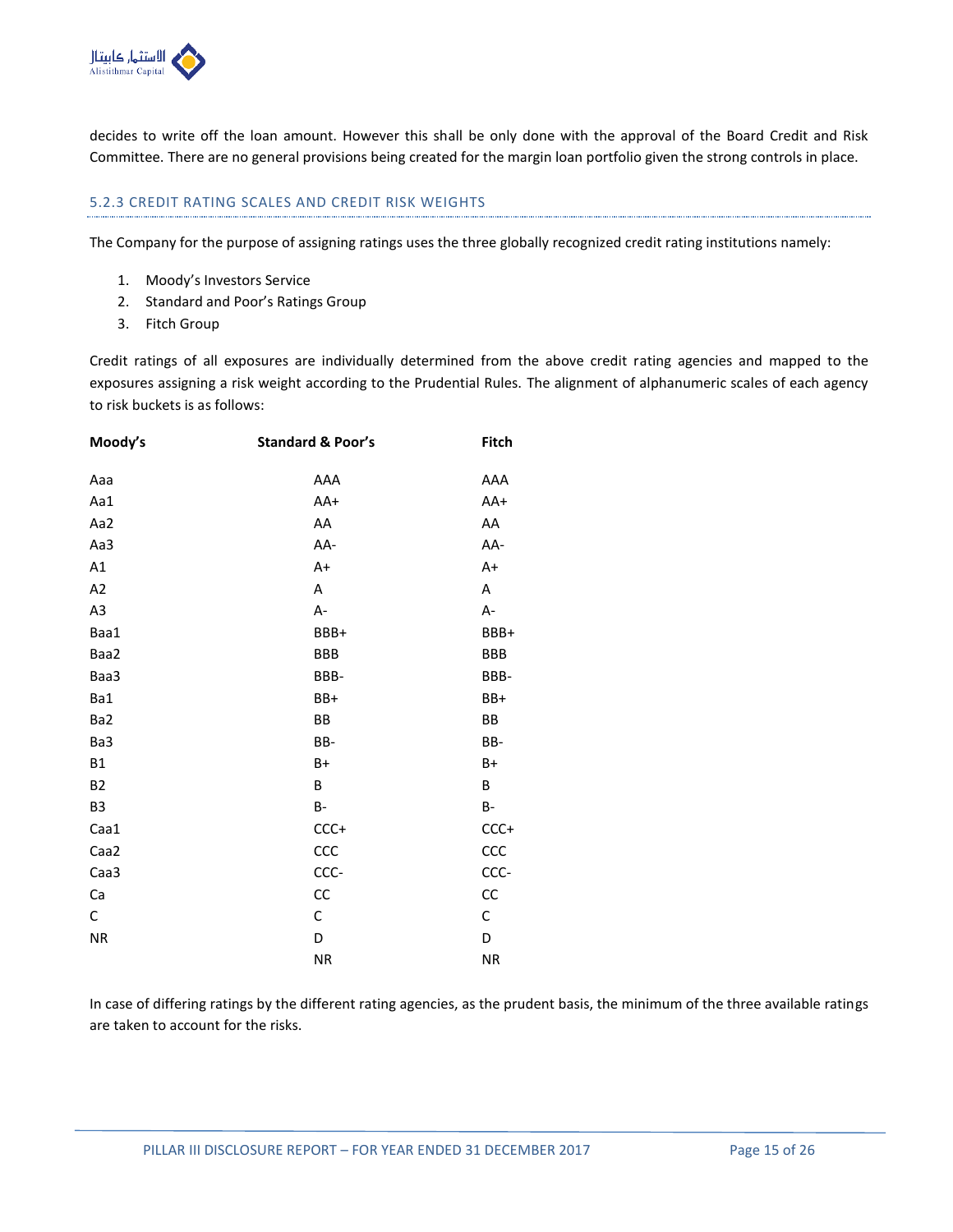decides to write off the loan amount. However this shall be only done with the approval of the Board Credit and Risk Committee. There are no general provisions being created for the margin loan portfolio given the strong controls in place.

### 5.2.3 CREDIT RATING SCALES AND CREDIT RISK WEIGHTS

The Company for the purpose of assigning ratings uses the three globally recognized credit rating institutions namely:

1. Moody's Investors Service
2. Standard and Poor's Ratings Group
3. Fitch Group

Credit ratings of all exposures are individually determined from the above credit rating agencies and mapped to the exposures assigning a risk weight according to the Prudential Rules. The alignment of alphanumeric scales of each agency to risk buckets is as follows:

| Moody's | Standard & Poor's | Fitch |
|---|---|---|
| Aaa | AAA | AAA |
| Aa1 | AA+ | AA+ |
| Aa2 | AA | AA |
| Aa3 | AA- | AA- |
| A1 | A+ | A+ |
| A2 | A | A |
| A3 | A- | A- |
| Baa1 | BBB+ | BBB+ |
| Baa2 | BBB | BBB |
| Baa3 | BBB- | BBB- |
| Ba1 | BB+ | BB+ |
| Ba2 | BB | BB |
| Ba3 | BB- | BB- |
| B1 | B+ | B+ |
| B2 | B | B |
| B3 | B- | B- |
| Caa1 | CCC+ | CCC+ |
| Caa2 | CCC | CCC |
| Caa3 | CCC- | CCC- |
| Ca | CC | CC |
| C | C | C |
| NR | D | D |
| | NR | NR |

In case of differing ratings by the different rating agencies, as the prudent basis, the minimum of the three available ratings are taken to account for the risks.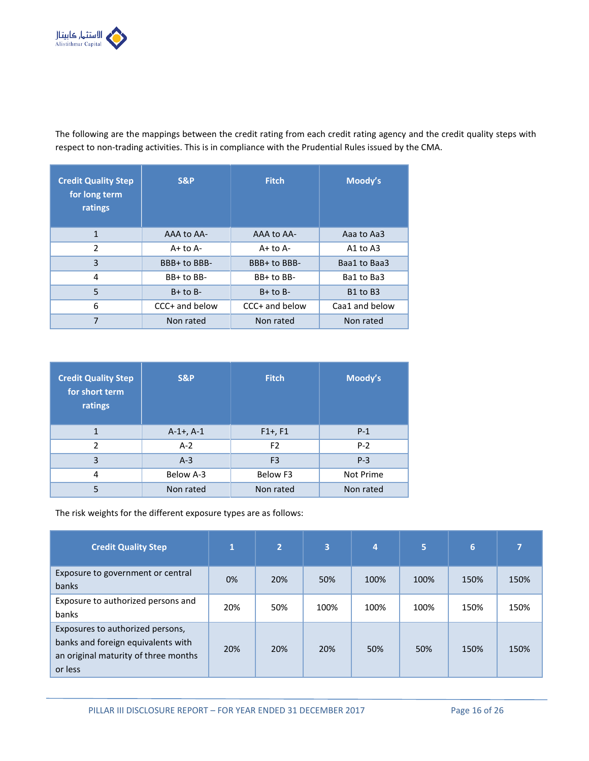The following are the mappings between the credit rating from each credit rating agency and the credit quality steps with respect to non-trading activities. This is in compliance with the Prudential Rules issued by the CMA.

| Credit Quality Step for long term ratings | S&P | Fitch | Moody's |
|---|---|---|---|
| 1 | AAA to AA- | AAA to AA- | Aaa to Aa3 |
| 2 | A+ to A- | A+ to A- | A1 to A3 |
| 3 | BBB+ to BBB- | BBB+ to BBB- | Baa1 to Baa3 |
| 4 | BB+ to BB- | BB+ to BB- | Ba1 to Ba3 |
| 5 | B+ to B- | B+ to B- | B1 to B3 |
| 6 | CCC+ and below | CCC+ and below | Caa1 and below |
| 7 | Non rated | Non rated | Non rated |

| Credit Quality Step for short term ratings | S&P | Fitch | Moody's |
|---|---|---|---|
| 1 | A-1+, A-1 | F1+, F1 | P-1 |
| 2 | A-2 | F2 | P-2 |
| 3 | A-3 | F3 | P-3 |
| 4 | Below A-3 | Below F3 | Not Prime |
| 5 | Non rated | Non rated | Non rated |

The risk weights for the different exposure types are as follows:

| Credit Quality Step | 1 | 2 | 3 | 4 | 5 | 6 | 7 |
|---|---|---|---|---|---|---|---|
| Exposure to government or central banks | 0% | 20% | 50% | 100% | 100% | 150% | 150% |
| Exposure to authorized persons and banks | 20% | 50% | 100% | 100% | 100% | 150% | 150% |
| Exposures to authorized persons, banks and foreign equivalents with an original maturity of three months or less | 20% | 20% | 20% | 50% | 50% | 150% | 150% |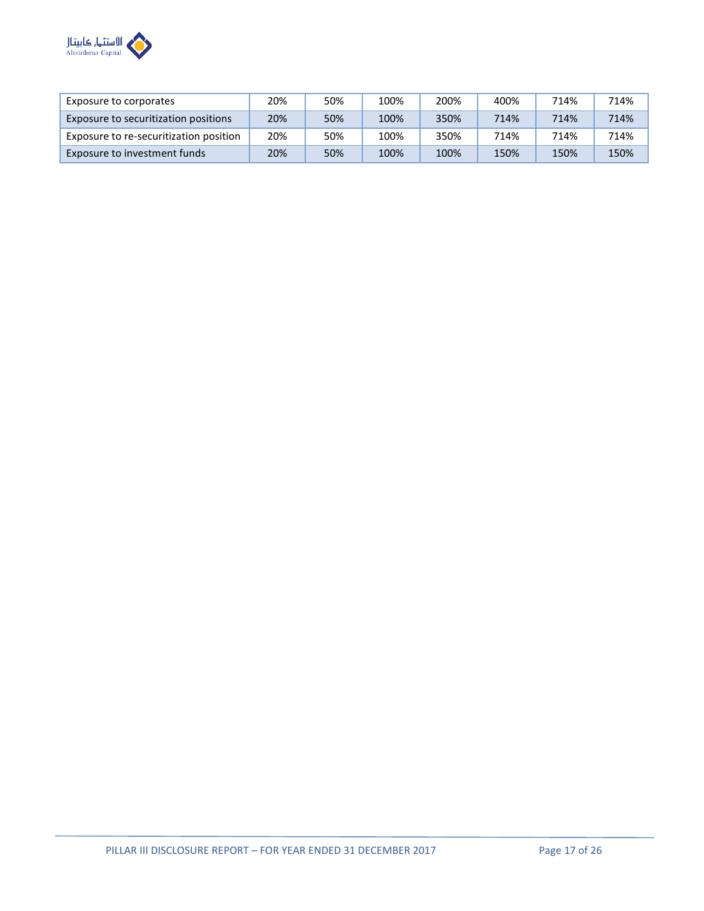| Exposure to corporates | 20% | 50% | 100% | 200% | 400% | 714% | 714% |
|---|---|---|---|---|---|---|---|
| Exposure to securitization positions | 20% | 50% | 100% | 350% | 714% | 714% | 714% |
| Exposure to re-securitization position | 20% | 50% | 100% | 350% | 714% | 714% | 714% |
| Exposure to investment funds | 20% | 50% | 100% | 100% | 150% | 150% | 150% |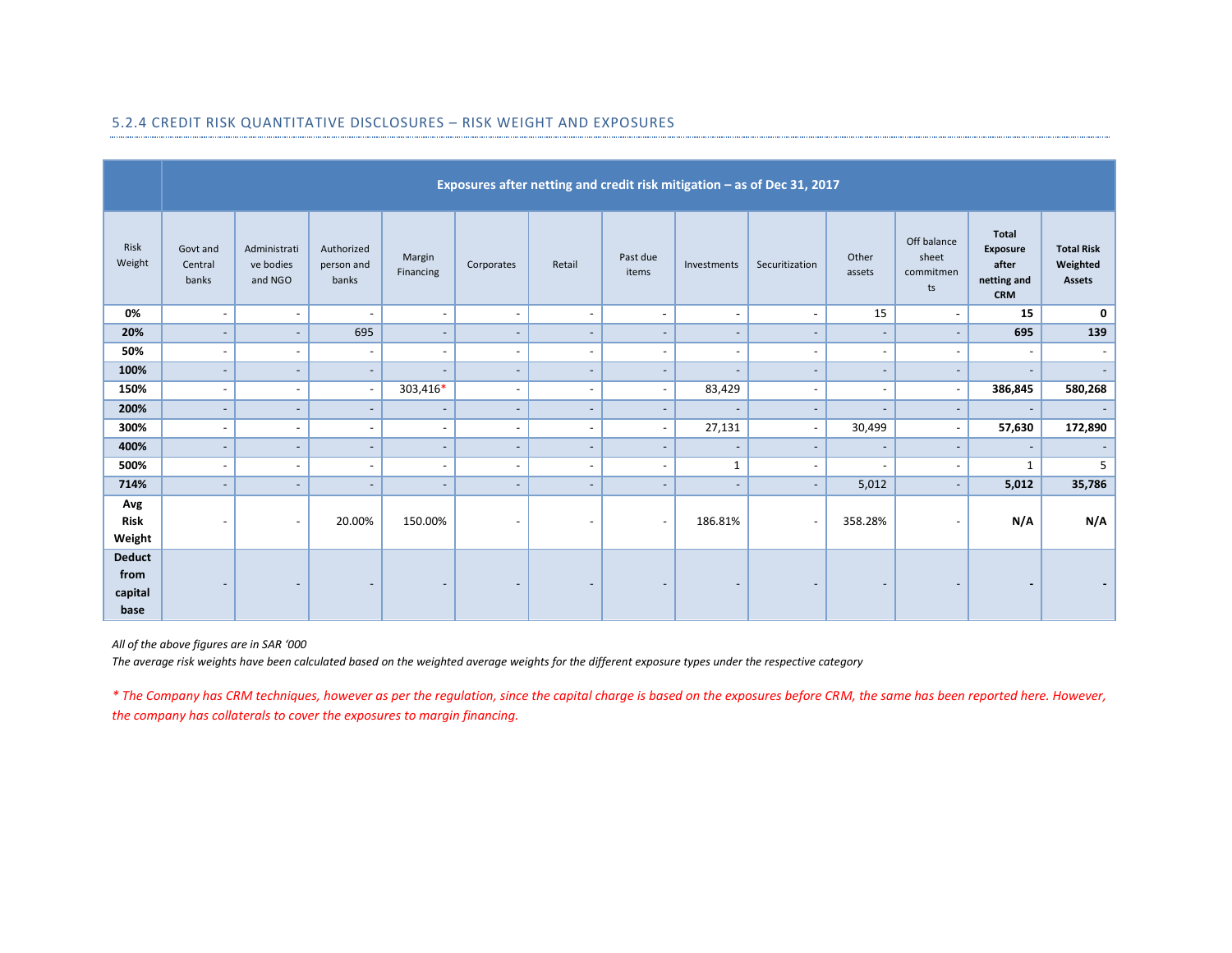### 5.2.4 CREDIT RISK QUANTITATIVE DISCLOSURES – RISK WEIGHT AND EXPOSURES

| | Exposures after netting and credit risk mitigation – as of Dec 31, 2017 | | | | | | | | | | | | |
|---|---|---|---|---|---|---|---|---|---|---|---|---|---|
| Risk Weight | Govt and Central banks | Administrative bodies and NGO | Authorized person and banks | Margin Financing | Corporates | Retail | Past due items | Investments | Securitization | Other assets | Off balance sheet commitments | **Total Exposure after netting and CRM** | **Total Risk Weighted Assets** |
| **0%** | - | - | - | - | - | - | - | - | - | 15 | - | **15** | **0** |
| **20%** | - | - | 695 | - | - | - | - | - | - | - | - | **695** | **139** |
| **50%** | - | - | - | - | - | - | - | - | - | - | - | - | - |
| **100%** | - | - | - | - | - | - | - | - | - | - | - | - | - |
| **150%** | - | - | - | 303,416* | - | - | - | 83,429 | - | - | - | **386,845** | **580,268** |
| **200%** | - | - | - | - | - | - | - | - | - | - | - | - | - |
| **300%** | - | - | - | - | - | - | - | 27,131 | - | 30,499 | - | **57,630** | **172,890** |
| **400%** | - | - | - | - | - | - | - | - | - | - | - | - | - |
| **500%** | - | - | - | - | - | - | - | 1 | - | - | - | 1 | 5 |
| **714%** | - | - | - | - | - | - | - | - | - | 5,012 | - | **5,012** | **35,786** |
| **Avg Risk Weight** | - | - | 20.00% | 150.00% | - | - | - | 186.81% | - | 358.28% | - | **N/A** | **N/A** |
| **Deduct from capital base** | - | - | - | - | - | - | - | - | - | - | - | **-** | **-** |

*All of the above figures are in SAR '000*

*The average risk weights have been calculated based on the weighted average weights for the different exposure types under the respective category*

** The Company has CRM techniques, however as per the regulation, since the capital charge is based on the exposures before CRM, the same has been reported here. However, the company has collaterals to cover the exposures to margin financing.*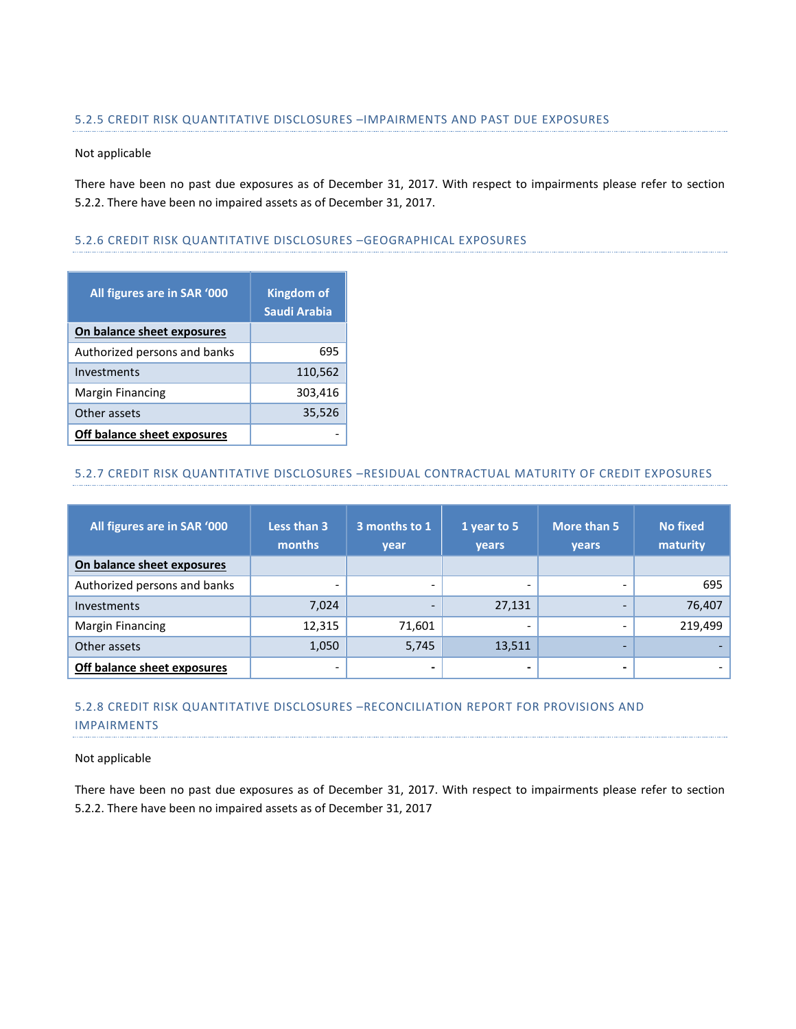### 5.2.5 CREDIT RISK QUANTITATIVE DISCLOSURES –IMPAIRMENTS AND PAST DUE EXPOSURES

Not applicable

There have been no past due exposures as of December 31, 2017. With respect to impairments please refer to section 5.2.2. There have been no impaired assets as of December 31, 2017.

### 5.2.6 CREDIT RISK QUANTITATIVE DISCLOSURES –GEOGRAPHICAL EXPOSURES

| All figures are in SAR '000 | Kingdom of Saudi Arabia |
|---|---|
| **On balance sheet exposures** | |
| Authorized persons and banks | 695 |
| Investments | 110,562 |
| Margin Financing | 303,416 |
| Other assets | 35,526 |
| **Off balance sheet exposures** | - |

### 5.2.7 CREDIT RISK QUANTITATIVE DISCLOSURES –RESIDUAL CONTRACTUAL MATURITY OF CREDIT EXPOSURES

| All figures are in SAR '000 | Less than 3 months | 3 months to 1 year | 1 year to 5 years | More than 5 years | No fixed maturity |
|---|---|---|---|---|---|
| **On balance sheet exposures** | | | | | |
| Authorized persons and banks | - | - | - | - | 695 |
| Investments | 7,024 | - | 27,131 | - | 76,407 |
| Margin Financing | 12,315 | 71,601 | - | - | 219,499 |
| Other assets | 1,050 | 5,745 | 13,511 | - | - |
| **Off balance sheet exposures** | - | - | - | - | - |

### 5.2.8 CREDIT RISK QUANTITATIVE DISCLOSURES –RECONCILIATION REPORT FOR PROVISIONS AND IMPAIRMENTS

Not applicable

There have been no past due exposures as of December 31, 2017. With respect to impairments please refer to section 5.2.2. There have been no impaired assets as of December 31, 2017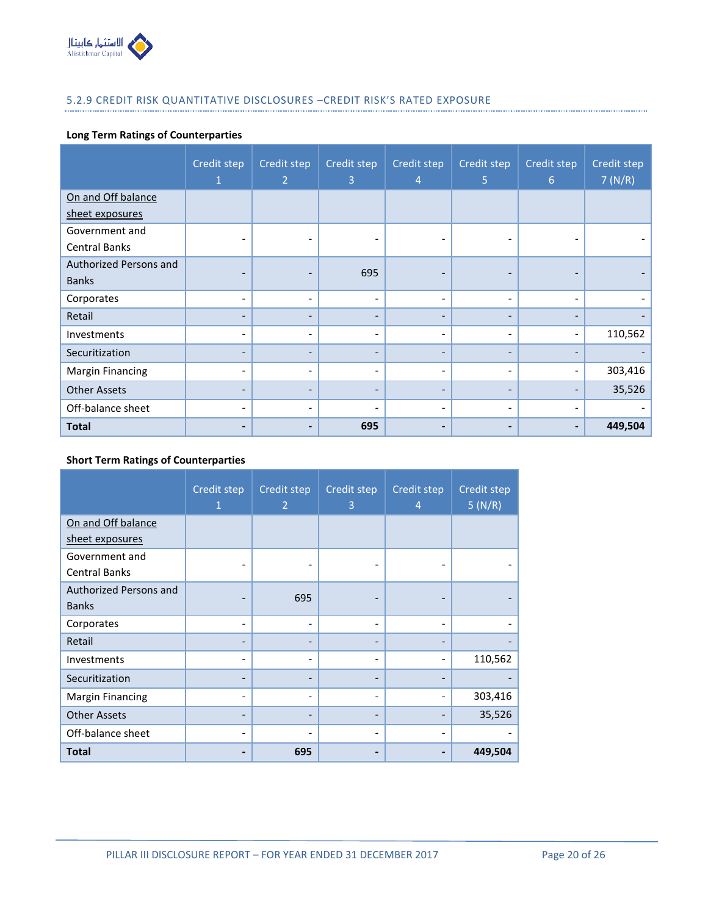### 5.2.9 CREDIT RISK QUANTITATIVE DISCLOSURES –CREDIT RISK'S RATED EXPOSURE

**Long Term Ratings of Counterparties**

| | Credit step 1 | Credit step 2 | Credit step 3 | Credit step 4 | Credit step 5 | Credit step 6 | Credit step 7 (N/R) |
|---|---|---|---|---|---|---|---|
| On and Off balance sheet exposures | | | | | | | |
| Government and Central Banks | - | - | - | - | - | - | - |
| Authorized Persons and Banks | - | - | 695 | - | - | - | - |
| Corporates | - | - | - | - | - | - | - |
| Retail | - | - | - | - | - | - | - |
| Investments | - | - | - | - | - | - | 110,562 |
| Securitization | - | - | - | - | - | - | - |
| Margin Financing | - | - | - | - | - | - | 303,416 |
| Other Assets | - | - | - | - | - | - | 35,526 |
| Off-balance sheet | - | - | - | - | - | - | - |
| **Total** | **-** | **-** | **695** | **-** | **-** | **-** | **449,504** |

**Short Term Ratings of Counterparties**

| | Credit step 1 | Credit step 2 | Credit step 3 | Credit step 4 | Credit step 5 (N/R) |
|---|---|---|---|---|---|
| On and Off balance sheet exposures | | | | | |
| Government and Central Banks | - | - | - | - | - |
| Authorized Persons and Banks | - | 695 | - | - | - |
| Corporates | - | - | - | - | - |
| Retail | - | - | - | - | - |
| Investments | - | - | - | - | 110,562 |
| Securitization | - | - | - | - | - |
| Margin Financing | - | - | - | - | 303,416 |
| Other Assets | - | - | - | - | 35,526 |
| Off-balance sheet | - | - | - | - | - |
| **Total** | **-** | **695** | **-** | **-** | **449,504** |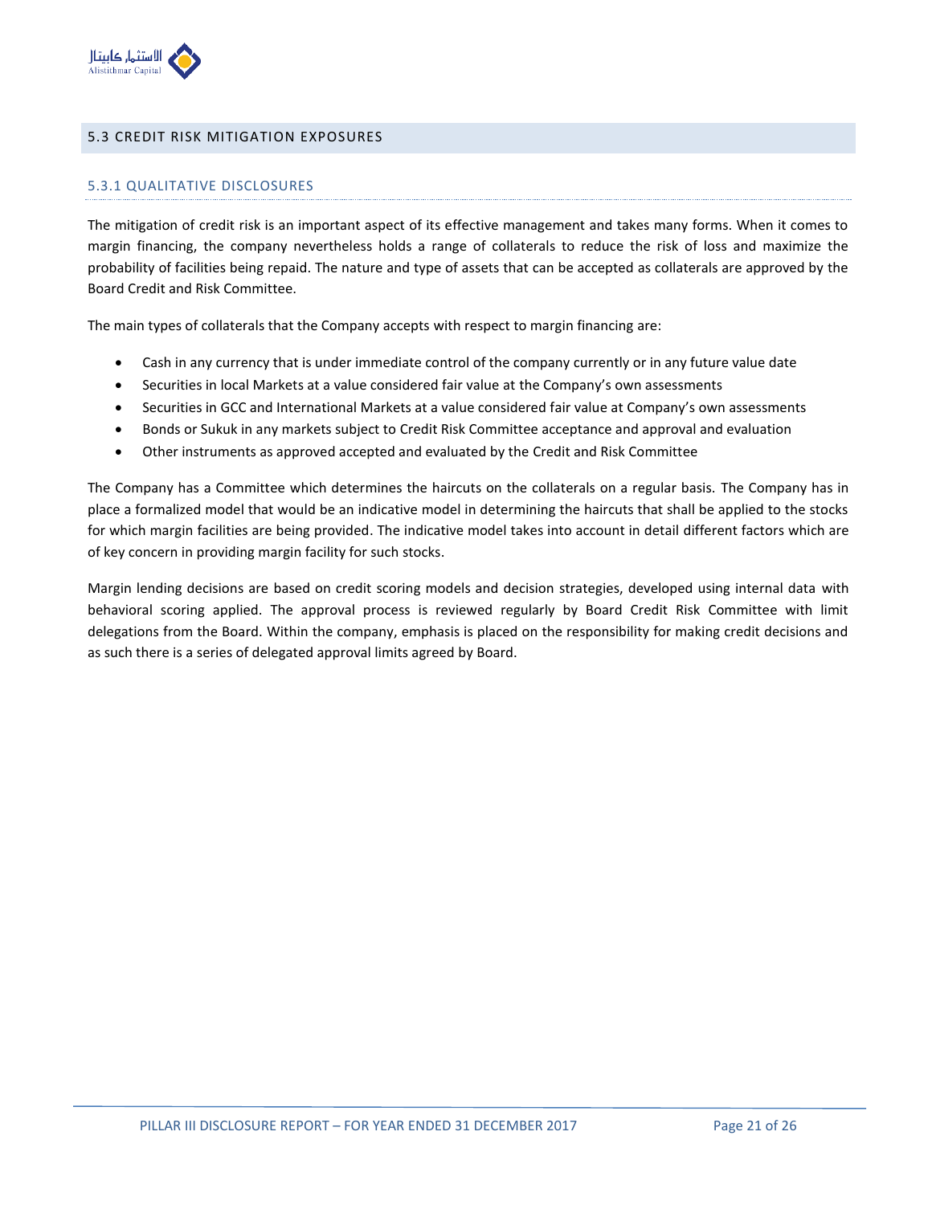## 5.3 CREDIT RISK MITIGATION EXPOSURES

### 5.3.1 QUALITATIVE DISCLOSURES

The mitigation of credit risk is an important aspect of its effective management and takes many forms. When it comes to margin financing, the company nevertheless holds a range of collaterals to reduce the risk of loss and maximize the probability of facilities being repaid. The nature and type of assets that can be accepted as collaterals are approved by the Board Credit and Risk Committee.

The main types of collaterals that the Company accepts with respect to margin financing are:

- Cash in any currency that is under immediate control of the company currently or in any future value date
- Securities in local Markets at a value considered fair value at the Company's own assessments
- Securities in GCC and International Markets at a value considered fair value at Company's own assessments
- Bonds or Sukuk in any markets subject to Credit Risk Committee acceptance and approval and evaluation
- Other instruments as approved accepted and evaluated by the Credit and Risk Committee

The Company has a Committee which determines the haircuts on the collaterals on a regular basis. The Company has in place a formalized model that would be an indicative model in determining the haircuts that shall be applied to the stocks for which margin facilities are being provided. The indicative model takes into account in detail different factors which are of key concern in providing margin facility for such stocks.

Margin lending decisions are based on credit scoring models and decision strategies, developed using internal data with behavioral scoring applied. The approval process is reviewed regularly by Board Credit Risk Committee with limit delegations from the Board. Within the company, emphasis is placed on the responsibility for making credit decisions and as such there is a series of delegated approval limits agreed by Board.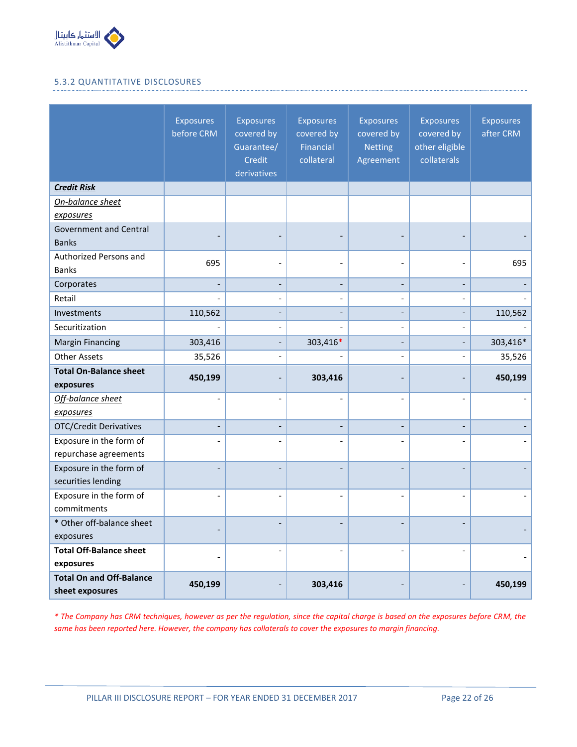### 5.3.2 QUANTITATIVE DISCLOSURES

| | Exposures before CRM | Exposures covered by Guarantee/ Credit derivatives | Exposures covered by Financial collateral | Exposures covered by Netting Agreement | Exposures covered by other eligible collaterals | Exposures after CRM |
|---|---|---|---|---|---|---|
| ***Credit Risk*** | | | | | | |
| *On-balance sheet exposures* | | | | | | |
| Government and Central Banks | - | - | - | - | - | - |
| Authorized Persons and Banks | 695 | - | - | - | - | 695 |
| Corporates | - | - | - | - | - | - |
| Retail | - | - | - | - | - | - |
| Investments | 110,562 | - | - | - | - | 110,562 |
| Securitization | - | - | - | - | - | - |
| Margin Financing | 303,416 | - | 303,416* | - | - | 303,416* |
| Other Assets | 35,526 | - | - | - | - | 35,526 |
| **Total On-Balance sheet exposures** | **450,199** | - | **303,416** | - | - | **450,199** |
| *Off-balance sheet exposures* | - | - | - | - | - | - |
| OTC/Credit Derivatives | - | - | - | - | - | - |
| Exposure in the form of repurchase agreements | - | - | - | - | - | - |
| Exposure in the form of securities lending | - | - | - | - | - | - |
| Exposure in the form of commitments | - | - | - | - | - | - |
| * Other off-balance sheet exposures | - | - | - | - | - | - |
| **Total Off-Balance sheet exposures** | **-** | - | - | - | - | **-** |
| **Total On and Off-Balance sheet exposures** | **450,199** | - | **303,416** | - | - | **450,199** |

*\* The Company has CRM techniques, however as per the regulation, since the capital charge is based on the exposures before CRM, the same has been reported here. However, the company has collaterals to cover the exposures to margin financing.*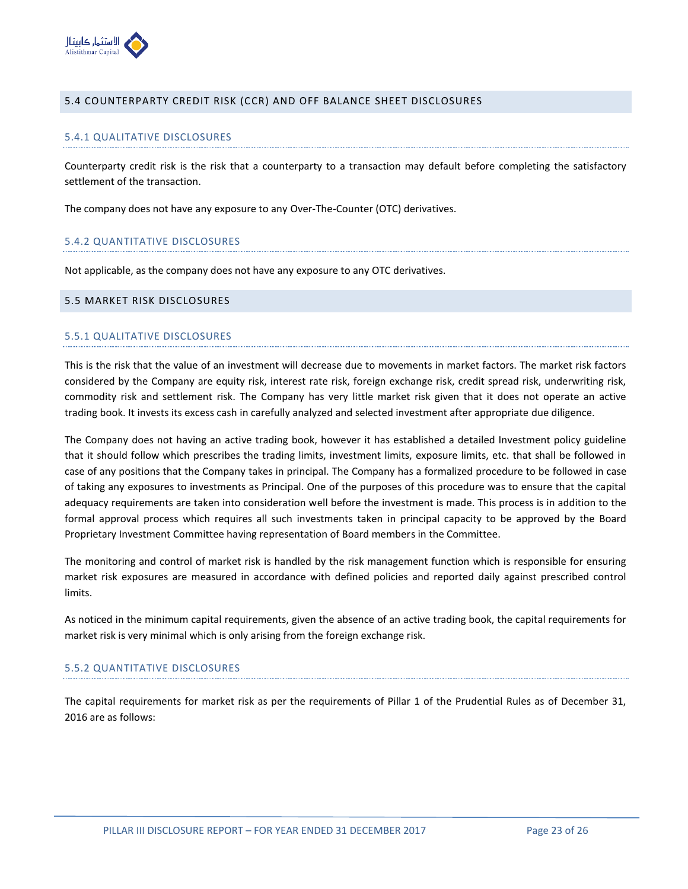## 5.4 COUNTERPARTY CREDIT RISK (CCR) AND OFF BALANCE SHEET DISCLOSURES

### 5.4.1 QUALITATIVE DISCLOSURES

Counterparty credit risk is the risk that a counterparty to a transaction may default before completing the satisfactory settlement of the transaction.

The company does not have any exposure to any Over-The-Counter (OTC) derivatives.

### 5.4.2 QUANTITATIVE DISCLOSURES

Not applicable, as the company does not have any exposure to any OTC derivatives.

## 5.5 MARKET RISK DISCLOSURES

### 5.5.1 QUALITATIVE DISCLOSURES

This is the risk that the value of an investment will decrease due to movements in market factors. The market risk factors considered by the Company are equity risk, interest rate risk, foreign exchange risk, credit spread risk, underwriting risk, commodity risk and settlement risk. The Company has very little market risk given that it does not operate an active trading book. It invests its excess cash in carefully analyzed and selected investment after appropriate due diligence.

The Company does not having an active trading book, however it has established a detailed Investment policy guideline that it should follow which prescribes the trading limits, investment limits, exposure limits, etc. that shall be followed in case of any positions that the Company takes in principal. The Company has a formalized procedure to be followed in case of taking any exposures to investments as Principal. One of the purposes of this procedure was to ensure that the capital adequacy requirements are taken into consideration well before the investment is made. This process is in addition to the formal approval process which requires all such investments taken in principal capacity to be approved by the Board Proprietary Investment Committee having representation of Board members in the Committee.

The monitoring and control of market risk is handled by the risk management function which is responsible for ensuring market risk exposures are measured in accordance with defined policies and reported daily against prescribed control limits.

As noticed in the minimum capital requirements, given the absence of an active trading book, the capital requirements for market risk is very minimal which is only arising from the foreign exchange risk.

### 5.5.2 QUANTITATIVE DISCLOSURES

The capital requirements for market risk as per the requirements of Pillar 1 of the Prudential Rules as of December 31, 2016 are as follows: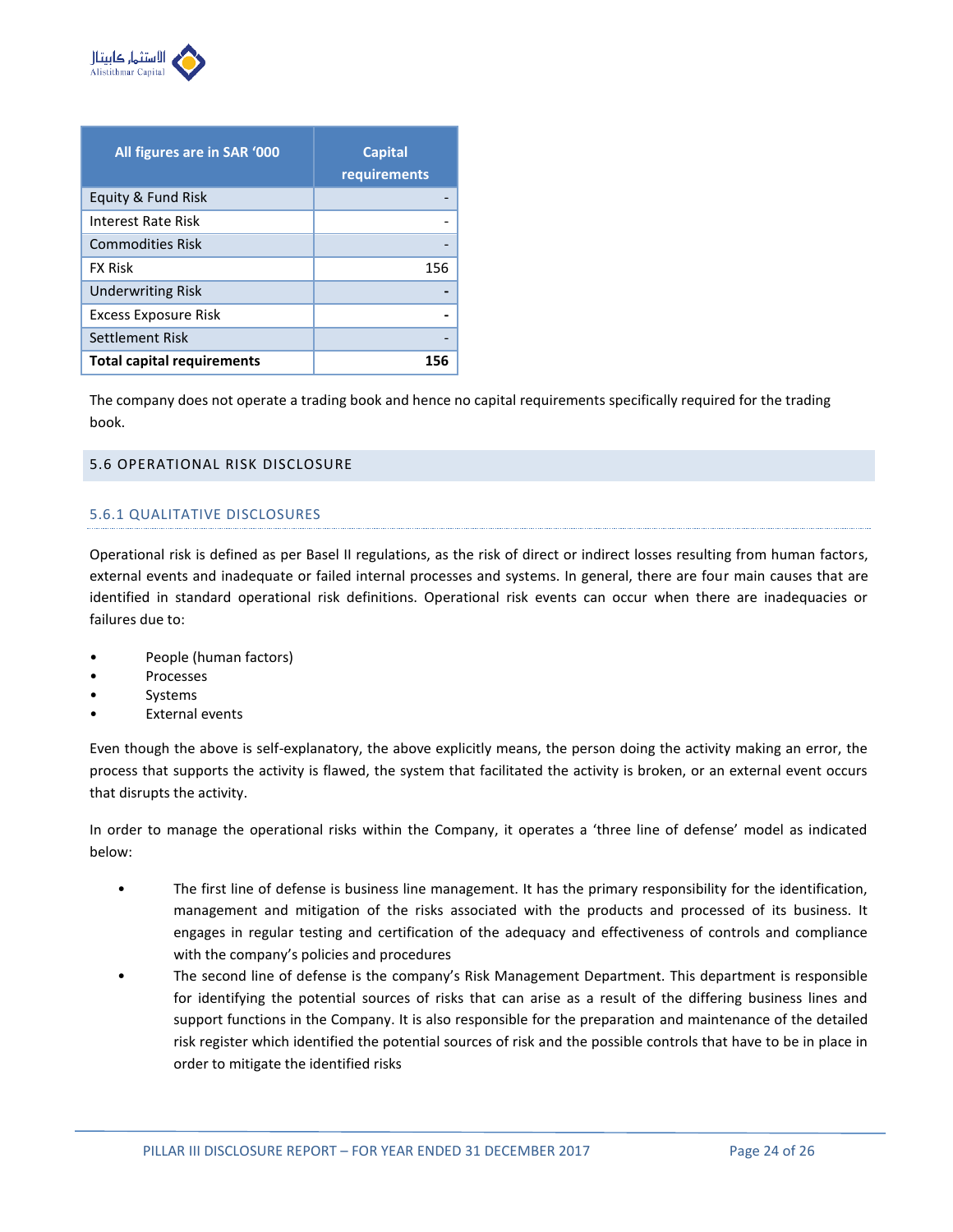| All figures are in SAR '000 | Capital requirements |
|---|---|
| Equity & Fund Risk | - |
| Interest Rate Risk | - |
| Commodities Risk | - |
| FX Risk | 156 |
| Underwriting Risk | - |
| Excess Exposure Risk | - |
| Settlement Risk | - |
| **Total capital requirements** | **156** |

The company does not operate a trading book and hence no capital requirements specifically required for the trading book.

## 5.6 OPERATIONAL RISK DISCLOSURE

### 5.6.1 QUALITATIVE DISCLOSURES

Operational risk is defined as per Basel II regulations, as the risk of direct or indirect losses resulting from human factors, external events and inadequate or failed internal processes and systems. In general, there are four main causes that are identified in standard operational risk definitions. Operational risk events can occur when there are inadequacies or failures due to:

- People (human factors)
- Processes
- Systems
- External events

Even though the above is self-explanatory, the above explicitly means, the person doing the activity making an error, the process that supports the activity is flawed, the system that facilitated the activity is broken, or an external event occurs that disrupts the activity.

In order to manage the operational risks within the Company, it operates a 'three line of defense' model as indicated below:

- The first line of defense is business line management. It has the primary responsibility for the identification, management and mitigation of the risks associated with the products and processed of its business. It engages in regular testing and certification of the adequacy and effectiveness of controls and compliance with the company's policies and procedures
- The second line of defense is the company's Risk Management Department. This department is responsible for identifying the potential sources of risks that can arise as a result of the differing business lines and support functions in the Company. It is also responsible for the preparation and maintenance of the detailed risk register which identified the potential sources of risk and the possible controls that have to be in place in order to mitigate the identified risks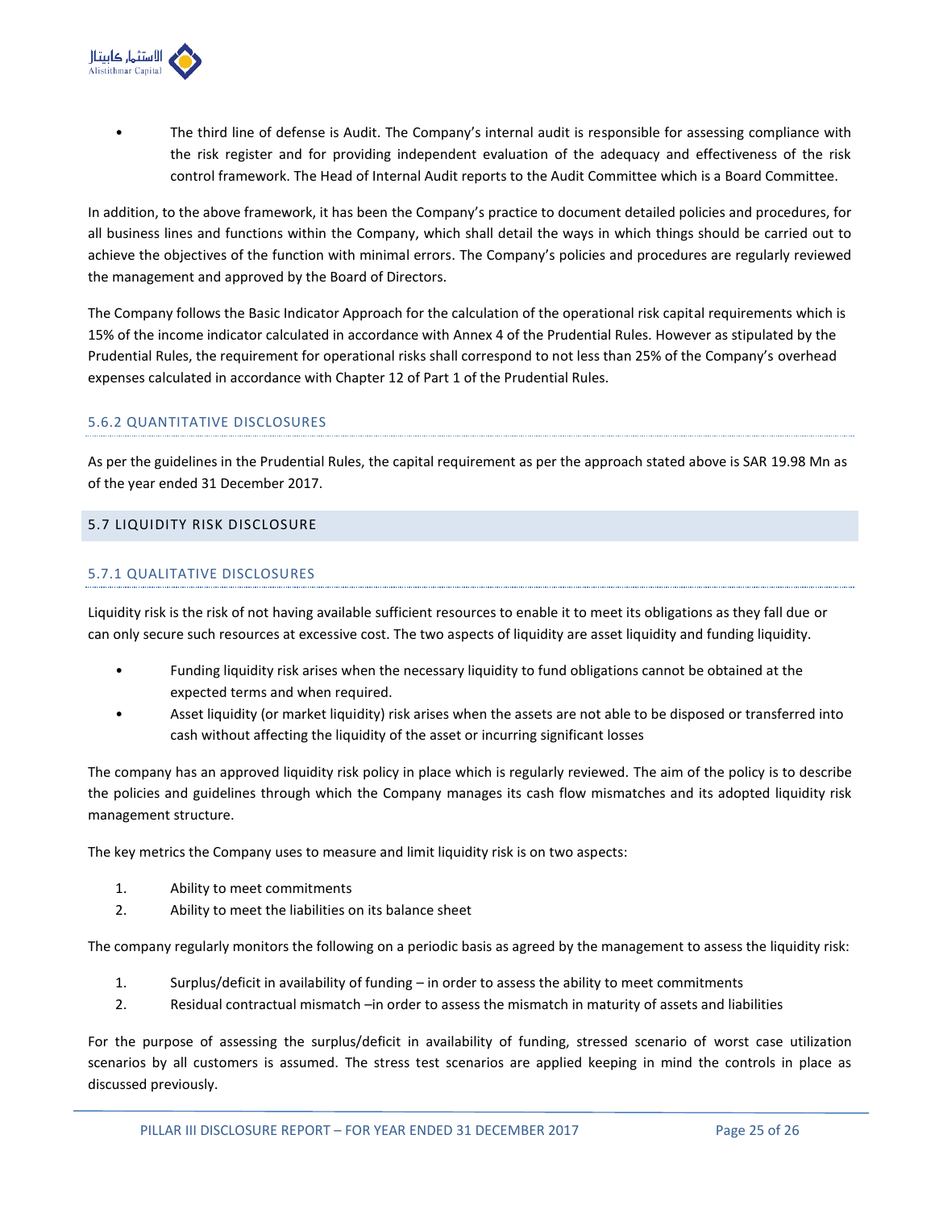- The third line of defense is Audit. The Company's internal audit is responsible for assessing compliance with the risk register and for providing independent evaluation of the adequacy and effectiveness of the risk control framework. The Head of Internal Audit reports to the Audit Committee which is a Board Committee.

In addition, to the above framework, it has been the Company's practice to document detailed policies and procedures, for all business lines and functions within the Company, which shall detail the ways in which things should be carried out to achieve the objectives of the function with minimal errors. The Company's policies and procedures are regularly reviewed the management and approved by the Board of Directors.

The Company follows the Basic Indicator Approach for the calculation of the operational risk capital requirements which is 15% of the income indicator calculated in accordance with Annex 4 of the Prudential Rules. However as stipulated by the Prudential Rules, the requirement for operational risks shall correspond to not less than 25% of the Company's overhead expenses calculated in accordance with Chapter 12 of Part 1 of the Prudential Rules.

#### 5.6.2 QUANTITATIVE DISCLOSURES

As per the guidelines in the Prudential Rules, the capital requirement as per the approach stated above is SAR 19.98 Mn as of the year ended 31 December 2017.

### 5.7 LIQUIDITY RISK DISCLOSURE

#### 5.7.1 QUALITATIVE DISCLOSURES

Liquidity risk is the risk of not having available sufficient resources to enable it to meet its obligations as they fall due or can only secure such resources at excessive cost. The two aspects of liquidity are asset liquidity and funding liquidity.

- Funding liquidity risk arises when the necessary liquidity to fund obligations cannot be obtained at the expected terms and when required.
- Asset liquidity (or market liquidity) risk arises when the assets are not able to be disposed or transferred into cash without affecting the liquidity of the asset or incurring significant losses

The company has an approved liquidity risk policy in place which is regularly reviewed. The aim of the policy is to describe the policies and guidelines through which the Company manages its cash flow mismatches and its adopted liquidity risk management structure.

The key metrics the Company uses to measure and limit liquidity risk is on two aspects:

1. Ability to meet commitments
2. Ability to meet the liabilities on its balance sheet

The company regularly monitors the following on a periodic basis as agreed by the management to assess the liquidity risk:

1. Surplus/deficit in availability of funding – in order to assess the ability to meet commitments
2. Residual contractual mismatch –in order to assess the mismatch in maturity of assets and liabilities

For the purpose of assessing the surplus/deficit in availability of funding, stressed scenario of worst case utilization scenarios by all customers is assumed. The stress test scenarios are applied keeping in mind the controls in place as discussed previously.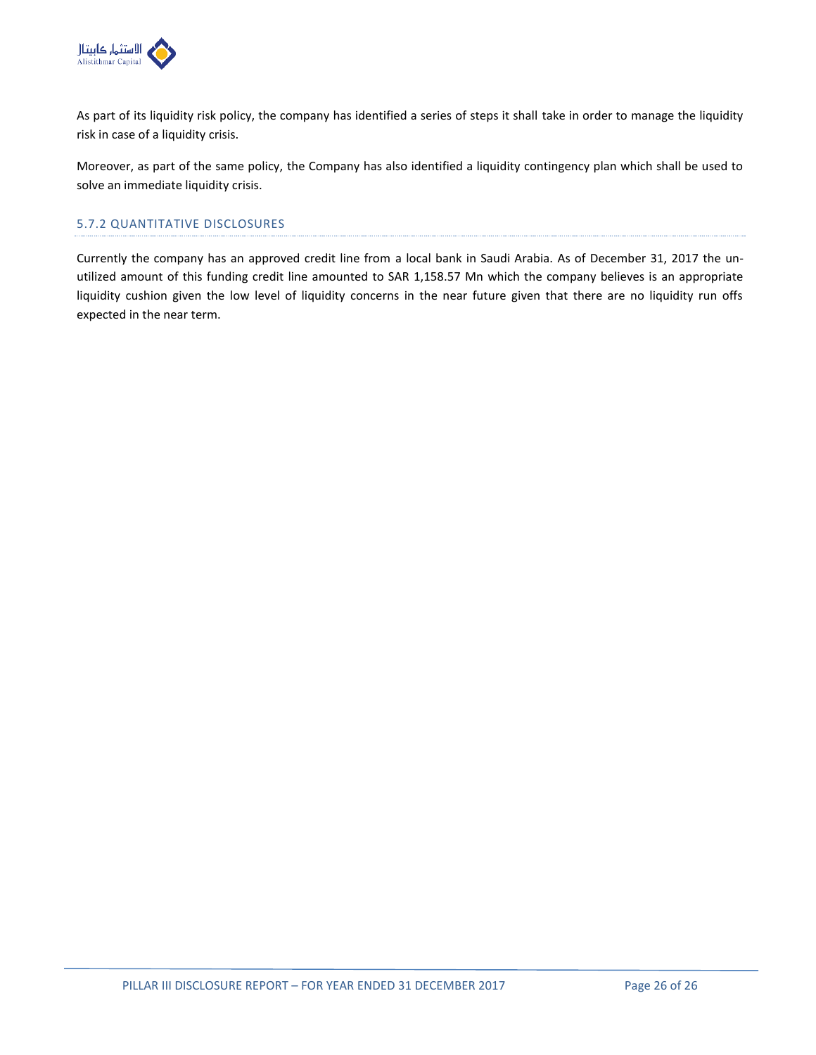As part of its liquidity risk policy, the company has identified a series of steps it shall take in order to manage the liquidity risk in case of a liquidity crisis.

Moreover, as part of the same policy, the Company has also identified a liquidity contingency plan which shall be used to solve an immediate liquidity crisis.

### 5.7.2 QUANTITATIVE DISCLOSURES

Currently the company has an approved credit line from a local bank in Saudi Arabia. As of December 31, 2017 the un-utilized amount of this funding credit line amounted to SAR 1,158.57 Mn which the company believes is an appropriate liquidity cushion given the low level of liquidity concerns in the near future given that there are no liquidity run offs expected in the near term.